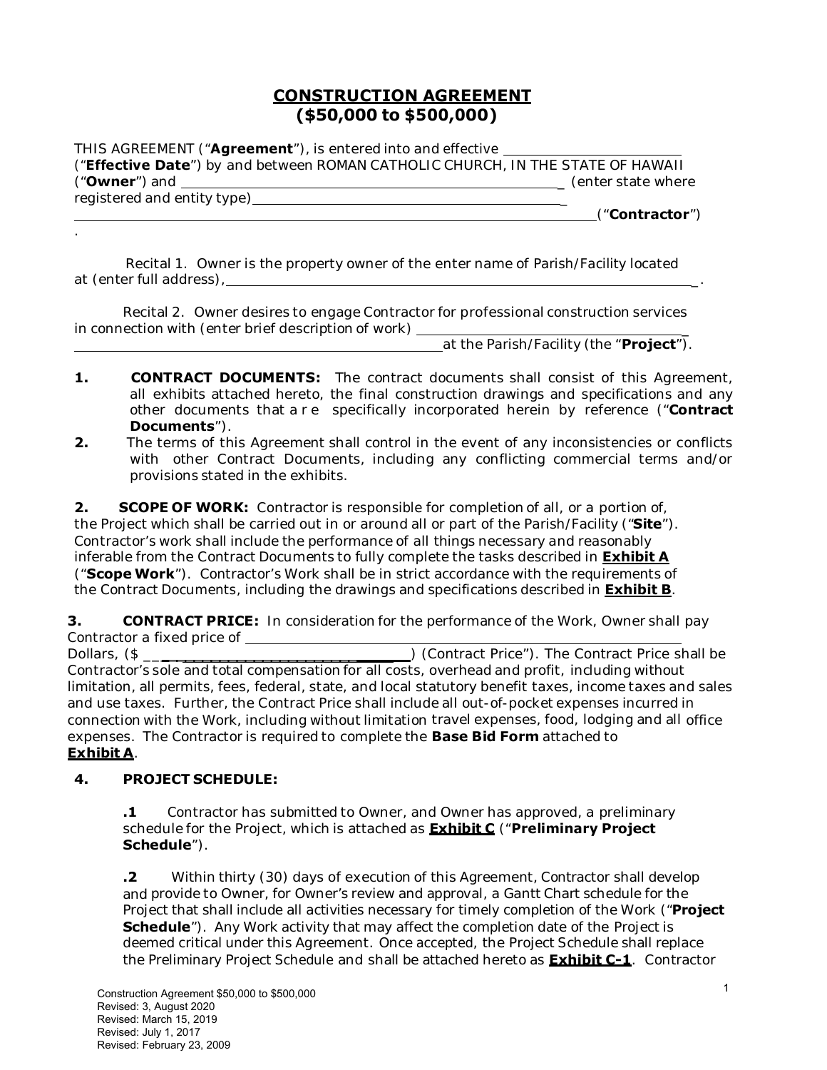# CONSTRUCTION AGREEMENT
# ($50,000 to $500,000)

THIS AGREEMENT ("**Agreement**"), is entered into and effective ____________________ ("**Effective Date**") by and between ROMAN CATHOLIC CHURCH, IN THE STATE OF HAWAII ("**Owner**") and ________________________________________________ (enter state where registered and entity type)________________________________________ ________________________________________________________________________ ("**Contractor**")
.

Recital 1. Owner is the property owner of the enter name of Parish/Facility located at (enter full address), ________________________________________________________________ .

Recital 2. Owner desires to engage Contractor for professional construction services in connection with (enter brief description of work) ______________________________ ______________________________________________at the Parish/Facility (the "**Project**").

**1. CONTRACT DOCUMENTS:** The contract documents shall consist of this Agreement, all exhibits attached hereto, the final construction drawings and specifications and any other documents that are specifically incorporated herein by reference ("**Contract Documents**").

**2.** The terms of this Agreement shall control in the event of any inconsistencies or conflicts with other Contract Documents, including any conflicting commercial terms and/or provisions stated in the exhibits.

**2. SCOPE OF WORK:** Contractor is responsible for completion of all, or a portion of, the Project which shall be carried out in or around all or part of the Parish/Facility ("**Site**"). Contractor's work shall include the performance of all things necessary and reasonably inferable from the Contract Documents to fully complete the tasks described in **Exhibit A** ("**Scope Work**"). Contractor's Work shall be in strict accordance with the requirements of the Contract Documents, including the drawings and specifications described in **Exhibit B**.

**3. CONTRACT PRICE:** In consideration for the performance of the Work, Owner shall pay Contractor a fixed price of ________________________________________________ Dollars, ($ ______________________________) (Contract Price"). The Contract Price shall be Contractor's sole and total compensation for all costs, overhead and profit, including without limitation, all permits, fees, federal, state, and local statutory benefit taxes, income taxes and sales and use taxes. Further, the Contract Price shall include all out-of-pocket expenses incurred in connection with the Work, including without limitation travel expenses, food, lodging and all office expenses. The Contractor is required to complete the **Base Bid Form** attached to **Exhibit A**.

**4. PROJECT SCHEDULE:**

**.1** Contractor has submitted to Owner, and Owner has approved, a preliminary schedule for the Project, which is attached as **Exhibit C** ("**Preliminary Project Schedule**").

**.2** Within thirty (30) days of execution of this Agreement, Contractor shall develop and provide to Owner, for Owner's review and approval, a Gantt Chart schedule for the Project that shall include all activities necessary for timely completion of the Work ("**Project Schedule**"). Any Work activity that may affect the completion date of the Project is deemed critical under this Agreement. Once accepted, the Project Schedule shall replace the Preliminary Project Schedule and shall be attached hereto as **Exhibit C-1**. Contractor

Construction Agreement $50,000 to $500,000
Revised: 3, August 2020
Revised: March 15, 2019
Revised: July 1, 2017
Revised: February 23, 2009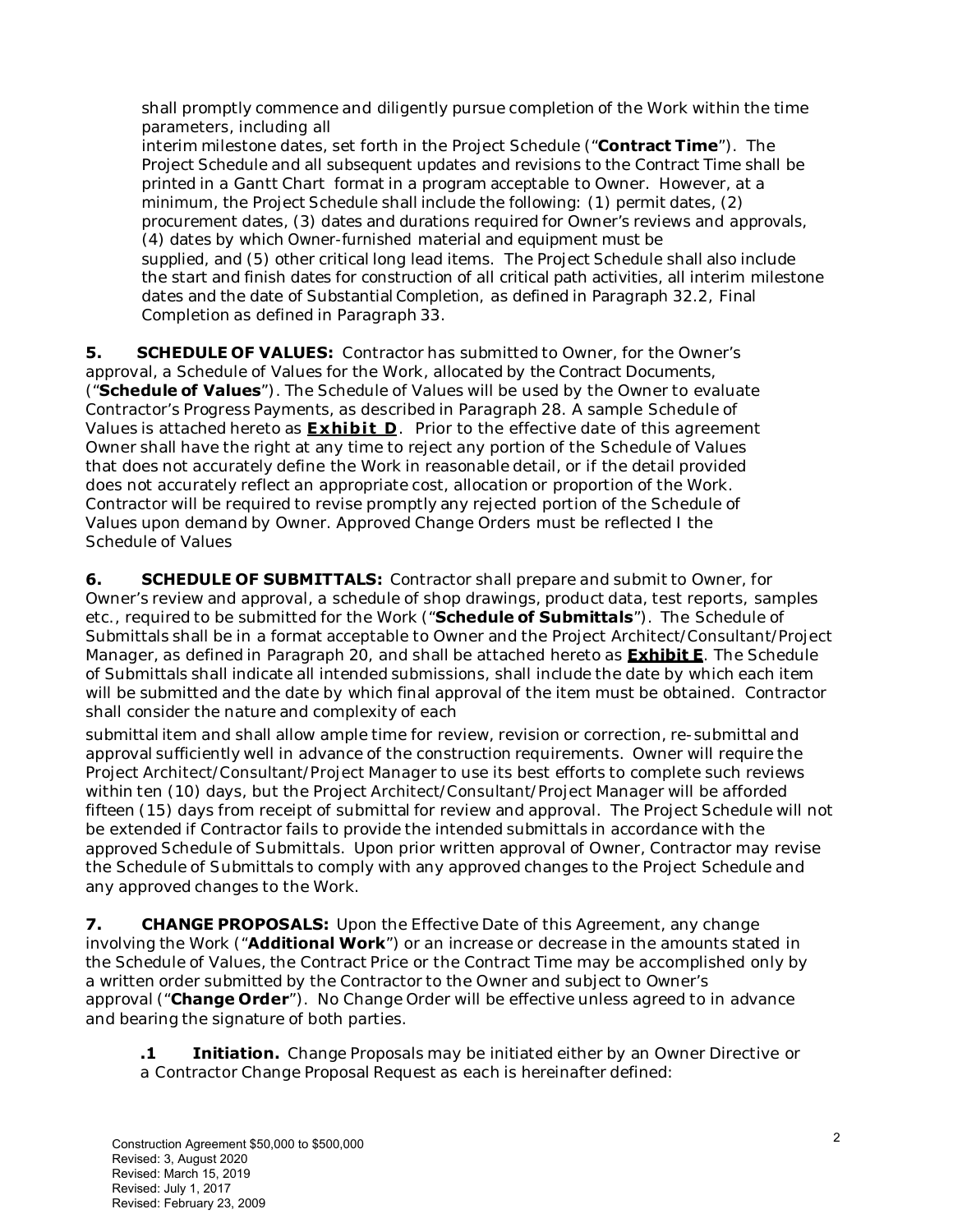shall promptly commence and diligently pursue completion of the Work within the time parameters, including all interim milestone dates, set forth in the Project Schedule ("**Contract Time**"). The Project Schedule and all subsequent updates and revisions to the Contract Time shall be printed in a Gantt Chart format in a program acceptable to Owner. However, at a minimum, the Project Schedule shall include the following: (1) permit dates, (2) procurement dates, (3) dates and durations required for Owner's reviews and approvals, (4) dates by which Owner-furnished material and equipment must be supplied, and (5) other critical long lead items. The Project Schedule shall also include the start and finish dates for construction of all critical path activities, all interim milestone dates and the date of Substantial Completion, as defined in Paragraph 32.2, Final Completion as defined in Paragraph 33.

**5. SCHEDULE OF VALUES:** Contractor has submitted to Owner, for the Owner's approval, a Schedule of Values for the Work, allocated by the Contract Documents, ("**Schedule of Values**"). The Schedule of Values will be used by the Owner to evaluate Contractor's Progress Payments, as described in Paragraph 28. A sample Schedule of Values is attached hereto as **Exhibit D**. Prior to the effective date of this agreement Owner shall have the right at any time to reject any portion of the Schedule of Values that does not accurately define the Work in reasonable detail, or if the detail provided does not accurately reflect an appropriate cost, allocation or proportion of the Work. Contractor will be required to revise promptly any rejected portion of the Schedule of Values upon demand by Owner. Approved Change Orders must be reflected I the Schedule of Values

**6. SCHEDULE OF SUBMITTALS:** Contractor shall prepare and submit to Owner, for Owner's review and approval, a schedule of shop drawings, product data, test reports, samples etc., required to be submitted for the Work ("**Schedule of Submittals**"). The Schedule of Submittals shall be in a format acceptable to Owner and the Project Architect/Consultant/Project Manager, as defined in Paragraph 20, and shall be attached hereto as **Exhibit E**. The Schedule of Submittals shall indicate all intended submissions, shall include the date by which each item will be submitted and the date by which final approval of the item must be obtained. Contractor shall consider the nature and complexity of each submittal item and shall allow ample time for review, revision or correction, re-submittal and approval sufficiently well in advance of the construction requirements. Owner will require the Project Architect/Consultant/Project Manager to use its best efforts to complete such reviews within ten (10) days, but the Project Architect/Consultant/Project Manager will be afforded fifteen (15) days from receipt of submittal for review and approval. The Project Schedule will not be extended if Contractor fails to provide the intended submittals in accordance with the approved Schedule of Submittals. Upon prior written approval of Owner, Contractor may revise the Schedule of Submittals to comply with any approved changes to the Project Schedule and any approved changes to the Work.

**7. CHANGE PROPOSALS:** Upon the Effective Date of this Agreement, any change involving the Work ("**Additional Work**") or an increase or decrease in the amounts stated in the Schedule of Values, the Contract Price or the Contract Time may be accomplished only by a written order submitted by the Contractor to the Owner and subject to Owner's approval ("**Change Order**"). No Change Order will be effective unless agreed to in advance and bearing the signature of both parties.

**.1 Initiation.** Change Proposals may be initiated either by an Owner Directive or a Contractor Change Proposal Request as each is hereinafter defined:

Construction Agreement $50,000 to $500,000
Revised: 3, August 2020
Revised: March 15, 2019
Revised: July 1, 2017
Revised: February 23, 2009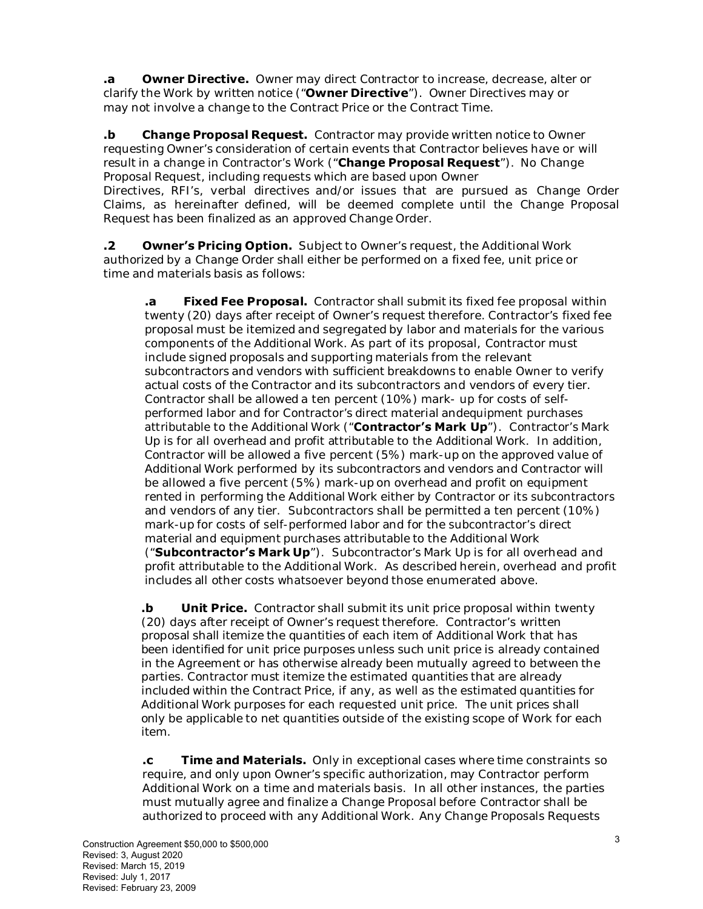**.a Owner Directive.** Owner may direct Contractor to increase, decrease, alter or clarify the Work by written notice ("**Owner Directive**"). Owner Directives may or may not involve a change to the Contract Price or the Contract Time.

**.b Change Proposal Request.** Contractor may provide written notice to Owner requesting Owner's consideration of certain events that Contractor believes have or will result in a change in Contractor's Work ("**Change Proposal Request**"). No Change Proposal Request, including requests which are based upon Owner Directives, RFI's, verbal directives and/or issues that are pursued as Change Order Claims, as hereinafter defined, will be deemed complete until the Change Proposal Request has been finalized as an approved Change Order.

**.2 Owner's Pricing Option.** Subject to Owner's request, the Additional Work authorized by a Change Order shall either be performed on a fixed fee, unit price or time and materials basis as follows:

> **.a Fixed Fee Proposal.** Contractor shall submit its fixed fee proposal within twenty (20) days after receipt of Owner's request therefore. Contractor's fixed fee proposal must be itemized and segregated by labor and materials for the various components of the Additional Work. As part of its proposal, Contractor must include signed proposals and supporting materials from the relevant subcontractors and vendors with sufficient breakdowns to enable Owner to verify actual costs of the Contractor and its subcontractors and vendors of every tier. Contractor shall be allowed a ten percent (10%) mark- up for costs of self-performed labor and for Contractor's direct material andequipment purchases attributable to the Additional Work ("**Contractor's Mark Up**"). Contractor's Mark Up is for all overhead and profit attributable to the Additional Work. In addition, Contractor will be allowed a five percent (5%) mark-up on the approved value of Additional Work performed by its subcontractors and vendors and Contractor will be allowed a five percent (5%) mark-up on overhead and profit on equipment rented in performing the Additional Work either by Contractor or its subcontractors and vendors of any tier. Subcontractors shall be permitted a ten percent (10%) mark-up for costs of self-performed labor and for the subcontractor's direct material and equipment purchases attributable to the Additional Work ("**Subcontractor's Mark Up**"). Subcontractor's Mark Up is for all overhead and profit attributable to the Additional Work. As described herein, overhead and profit includes all other costs whatsoever beyond those enumerated above.
>
> **.b Unit Price.** Contractor shall submit its unit price proposal within twenty (20) days after receipt of Owner's request therefore. Contractor's written proposal shall itemize the quantities of each item of Additional Work that has been identified for unit price purposes unless such unit price is already contained in the Agreement or has otherwise already been mutually agreed to between the parties. Contractor must itemize the estimated quantities that are already included within the Contract Price, if any, as well as the estimated quantities for Additional Work purposes for each requested unit price. The unit prices shall only be applicable to net quantities outside of the existing scope of Work for each item.
>
> **.c Time and Materials.** Only in exceptional cases where time constraints so require, and only upon Owner's specific authorization, may Contractor perform Additional Work on a time and materials basis. In all other instances, the parties must mutually agree and finalize a Change Proposal before Contractor shall be authorized to proceed with any Additional Work. Any Change Proposals Requests

Construction Agreement $50,000 to $500,000
Revised: 3, August 2020
Revised: March 15, 2019
Revised: July 1, 2017
Revised: February 23, 2009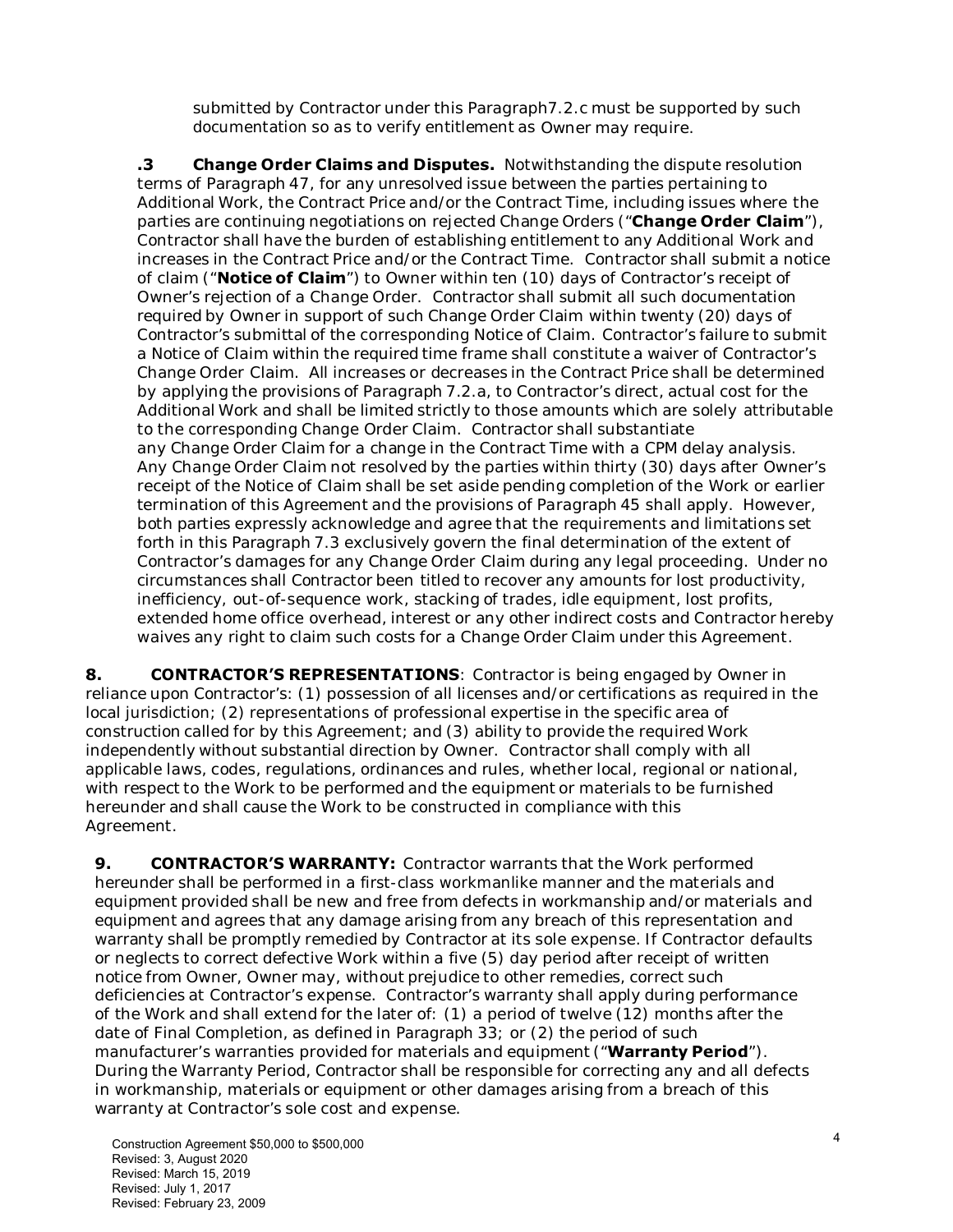submitted by Contractor under this Paragraph7.2.c must be supported by such documentation so as to verify entitlement as Owner may require.

**.3 Change Order Claims and Disputes.** Notwithstanding the dispute resolution terms of Paragraph 47, for any unresolved issue between the parties pertaining to Additional Work, the Contract Price and/or the Contract Time, including issues where the parties are continuing negotiations on rejected Change Orders ("**Change Order Claim**"), Contractor shall have the burden of establishing entitlement to any Additional Work and increases in the Contract Price and/or the Contract Time. Contractor shall submit a notice of claim ("**Notice of Claim**") to Owner within ten (10) days of Contractor's receipt of Owner's rejection of a Change Order. Contractor shall submit all such documentation required by Owner in support of such Change Order Claim within twenty (20) days of Contractor's submittal of the corresponding Notice of Claim. Contractor's failure to submit a Notice of Claim within the required time frame shall constitute a waiver of Contractor's Change Order Claim. All increases or decreases in the Contract Price shall be determined by applying the provisions of Paragraph 7.2.a, to Contractor's direct, actual cost for the Additional Work and shall be limited strictly to those amounts which are solely attributable to the corresponding Change Order Claim. Contractor shall substantiate any Change Order Claim for a change in the Contract Time with a CPM delay analysis. Any Change Order Claim not resolved by the parties within thirty (30) days after Owner's receipt of the Notice of Claim shall be set aside pending completion of the Work or earlier termination of this Agreement and the provisions of Paragraph 45 shall apply. However, both parties expressly acknowledge and agree that the requirements and limitations set forth in this Paragraph 7.3 exclusively govern the final determination of the extent of Contractor's damages for any Change Order Claim during any legal proceeding. Under no circumstances shall Contractor been titled to recover any amounts for lost productivity, inefficiency, out-of-sequence work, stacking of trades, idle equipment, lost profits, extended home office overhead, interest or any other indirect costs and Contractor hereby waives any right to claim such costs for a Change Order Claim under this Agreement.

**8. CONTRACTOR'S REPRESENTATIONS**: Contractor is being engaged by Owner in reliance upon Contractor's: (1) possession of all licenses and/or certifications as required in the local jurisdiction; (2) representations of professional expertise in the specific area of construction called for by this Agreement; and (3) ability to provide the required Work independently without substantial direction by Owner. Contractor shall comply with all applicable laws, codes, regulations, ordinances and rules, whether local, regional or national, with respect to the Work to be performed and the equipment or materials to be furnished hereunder and shall cause the Work to be constructed in compliance with this Agreement.

**9. CONTRACTOR'S WARRANTY:** Contractor warrants that the Work performed hereunder shall be performed in a first-class workmanlike manner and the materials and equipment provided shall be new and free from defects in workmanship and/or materials and equipment and agrees that any damage arising from any breach of this representation and warranty shall be promptly remedied by Contractor at its sole expense. If Contractor defaults or neglects to correct defective Work within a five (5) day period after receipt of written notice from Owner, Owner may, without prejudice to other remedies, correct such deficiencies at Contractor's expense. Contractor's warranty shall apply during performance of the Work and shall extend for the later of: (1) a period of twelve (12) months after the date of Final Completion, as defined in Paragraph 33; or (2) the period of such manufacturer's warranties provided for materials and equipment ("**Warranty Period**"). During the Warranty Period, Contractor shall be responsible for correcting any and all defects in workmanship, materials or equipment or other damages arising from a breach of this warranty at Contractor's sole cost and expense.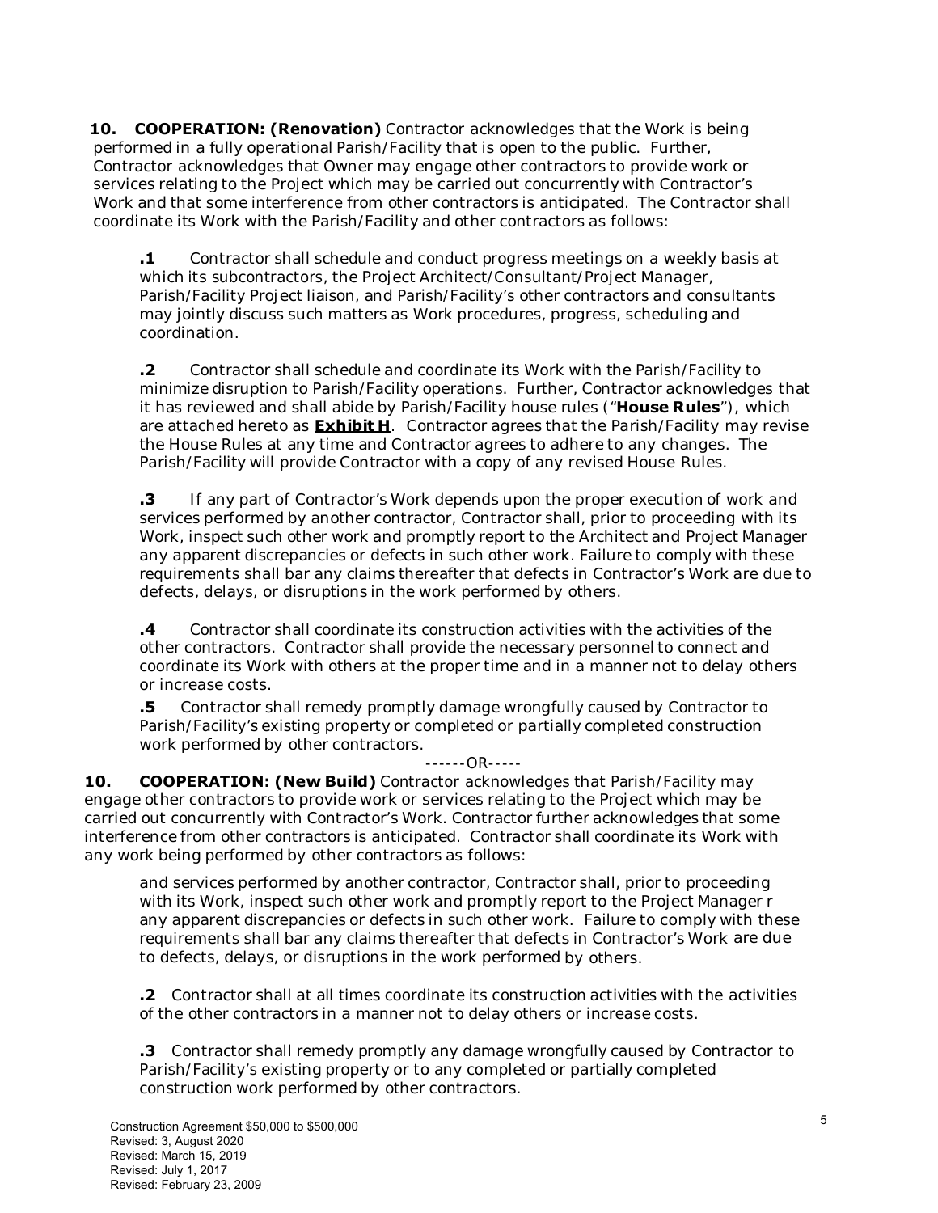**10. COOPERATION: (Renovation)** Contractor acknowledges that the Work is being performed in a fully operational Parish/Facility that is open to the public. Further, Contractor acknowledges that Owner may engage other contractors to provide work or services relating to the Project which may be carried out concurrently with Contractor's Work and that some interference from other contractors is anticipated. The Contractor shall coordinate its Work with the Parish/Facility and other contractors as follows:

> **.1** Contractor shall schedule and conduct progress meetings on a weekly basis at which its subcontractors, the Project Architect/Consultant/Project Manager, Parish/Facility Project liaison, and Parish/Facility's other contractors and consultants may jointly discuss such matters as Work procedures, progress, scheduling and coordination.
>
> **.2** Contractor shall schedule and coordinate its Work with the Parish/Facility to minimize disruption to Parish/Facility operations. Further, Contractor acknowledges that it has reviewed and shall abide by Parish/Facility house rules ("**House Rules**"), which are attached hereto as **Exhibit H**. Contractor agrees that the Parish/Facility may revise the House Rules at any time and Contractor agrees to adhere to any changes. The Parish/Facility will provide Contractor with a copy of any revised House Rules.
>
> **.3** If any part of Contractor's Work depends upon the proper execution of work and services performed by another contractor, Contractor shall, prior to proceeding with its Work, inspect such other work and promptly report to the Architect and Project Manager any apparent discrepancies or defects in such other work. Failure to comply with these requirements shall bar any claims thereafter that defects in Contractor's Work are due to defects, delays, or disruptions in the work performed by others.
>
> **.4** Contractor shall coordinate its construction activities with the activities of the other contractors. Contractor shall provide the necessary personnel to connect and coordinate its Work with others at the proper time and in a manner not to delay others or increase costs.
>
> **.5** Contractor shall remedy promptly damage wrongfully caused by Contractor to Parish/Facility's existing property or completed or partially completed construction work performed by other contractors.

------OR-----

**10. COOPERATION: (New Build)** Contractor acknowledges that Parish/Facility may engage other contractors to provide work or services relating to the Project which may be carried out concurrently with Contractor's Work. Contractor further acknowledges that some interference from other contractors is anticipated. Contractor shall coordinate its Work with any work being performed by other contractors as follows:

> and services performed by another contractor, Contractor shall, prior to proceeding with its Work, inspect such other work and promptly report to the Project Manager r any apparent discrepancies or defects in such other work. Failure to comply with these requirements shall bar any claims thereafter that defects in Contractor's Work are due to defects, delays, or disruptions in the work performed by others.
>
> **.2** Contractor shall at all times coordinate its construction activities with the activities of the other contractors in a manner not to delay others or increase costs.
>
> **.3** Contractor shall remedy promptly any damage wrongfully caused by Contractor to Parish/Facility's existing property or to any completed or partially completed construction work performed by other contractors.

Construction Agreement $50,000 to $500,000
Revised: 3, August 2020
Revised: March 15, 2019
Revised: July 1, 2017
Revised: February 23, 2009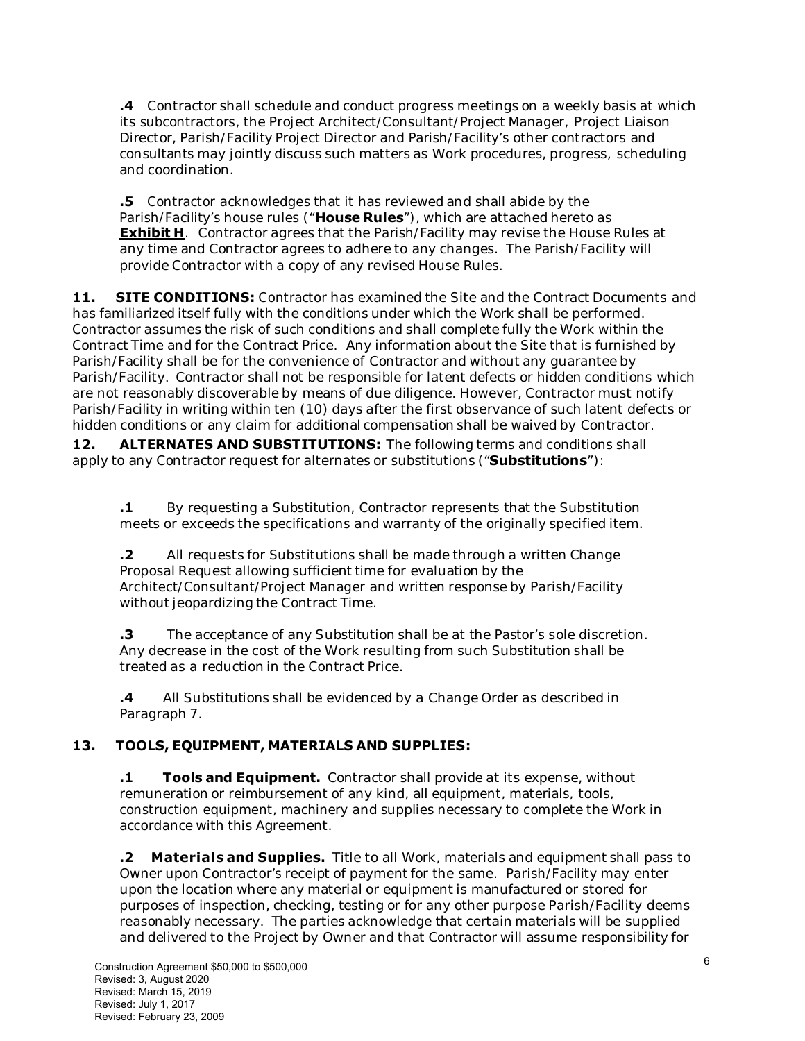**.4** Contractor shall schedule and conduct progress meetings on a weekly basis at which its subcontractors, the Project Architect/Consultant/Project Manager, Project Liaison Director, Parish/Facility Project Director and Parish/Facility's other contractors and consultants may jointly discuss such matters as Work procedures, progress, scheduling and coordination.

**.5** Contractor acknowledges that it has reviewed and shall abide by the Parish/Facility's house rules ("**House Rules**"), which are attached hereto as **Exhibit H**. Contractor agrees that the Parish/Facility may revise the House Rules at any time and Contractor agrees to adhere to any changes. The Parish/Facility will provide Contractor with a copy of any revised House Rules.

**11. SITE CONDITIONS:** Contractor has examined the Site and the Contract Documents and has familiarized itself fully with the conditions under which the Work shall be performed. Contractor assumes the risk of such conditions and shall complete fully the Work within the Contract Time and for the Contract Price. Any information about the Site that is furnished by Parish/Facility shall be for the convenience of Contractor and without any guarantee by Parish/Facility. Contractor shall not be responsible for latent defects or hidden conditions which are not reasonably discoverable by means of due diligence. However, Contractor must notify Parish/Facility in writing within ten (10) days after the first observance of such latent defects or hidden conditions or any claim for additional compensation shall be waived by Contractor.

**12. ALTERNATES AND SUBSTITUTIONS:** The following terms and conditions shall apply to any Contractor request for alternates or substitutions ("**Substitutions**"):

**.1** By requesting a Substitution, Contractor represents that the Substitution meets or exceeds the specifications and warranty of the originally specified item.

**.2** All requests for Substitutions shall be made through a written Change Proposal Request allowing sufficient time for evaluation by the Architect/Consultant/Project Manager and written response by Parish/Facility without jeopardizing the Contract Time.

**.3** The acceptance of any Substitution shall be at the Pastor's sole discretion. Any decrease in the cost of the Work resulting from such Substitution shall be treated as a reduction in the Contract Price.

**.4** All Substitutions shall be evidenced by a Change Order as described in Paragraph 7.

**13. TOOLS, EQUIPMENT, MATERIALS AND SUPPLIES:**

**.1 Tools and Equipment.** Contractor shall provide at its expense, without remuneration or reimbursement of any kind, all equipment, materials, tools, construction equipment, machinery and supplies necessary to complete the Work in accordance with this Agreement.

**.2 Materials and Supplies.** Title to all Work, materials and equipment shall pass to Owner upon Contractor's receipt of payment for the same. Parish/Facility may enter upon the location where any material or equipment is manufactured or stored for purposes of inspection, checking, testing or for any other purpose Parish/Facility deems reasonably necessary. The parties acknowledge that certain materials will be supplied and delivered to the Project by Owner and that Contractor will assume responsibility for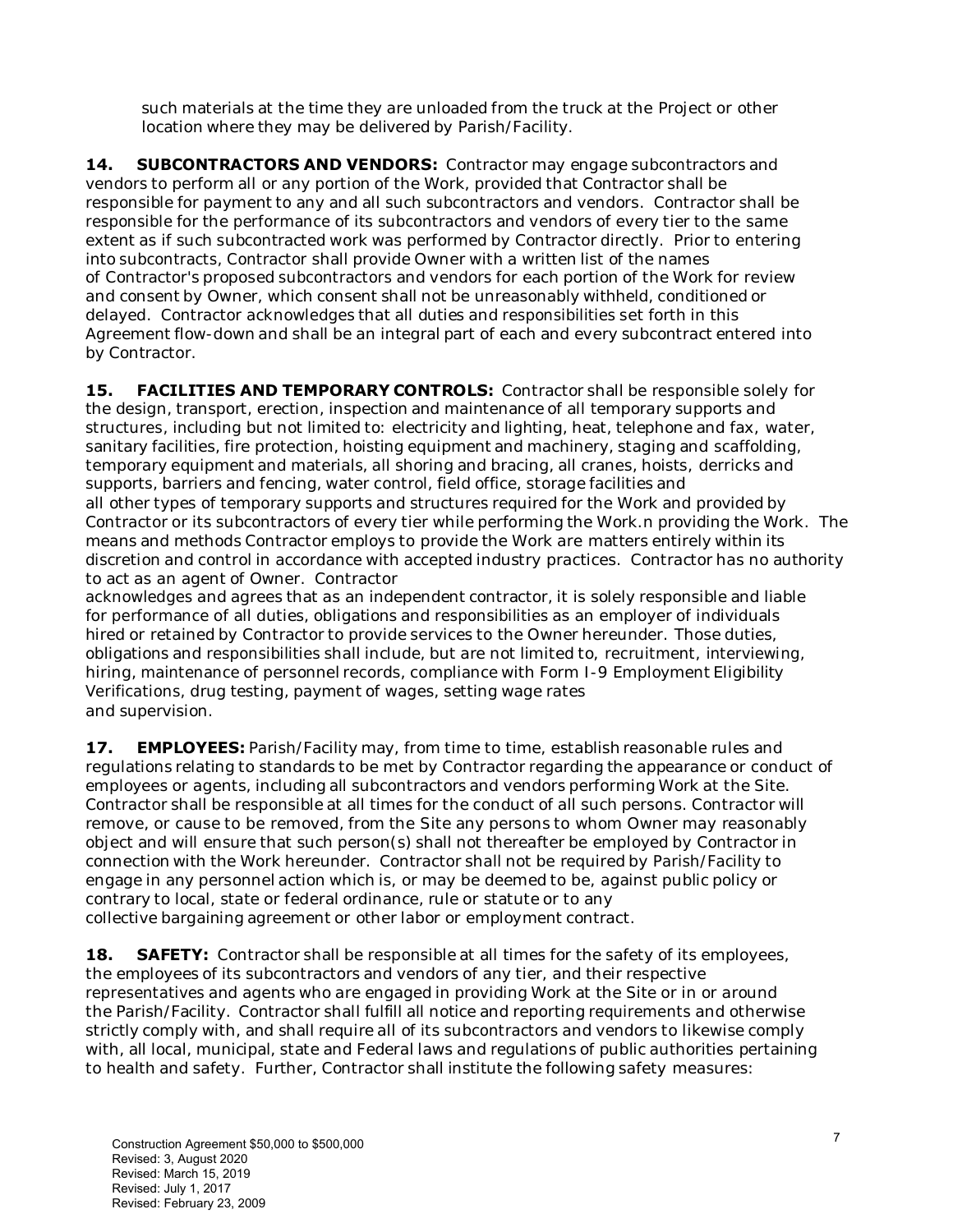such materials at the time they are unloaded from the truck at the Project or other location where they may be delivered by Parish/Facility.

**14. SUBCONTRACTORS AND VENDORS:** Contractor may engage subcontractors and vendors to perform all or any portion of the Work, provided that Contractor shall be responsible for payment to any and all such subcontractors and vendors. Contractor shall be responsible for the performance of its subcontractors and vendors of every tier to the same extent as if such subcontracted work was performed by Contractor directly. Prior to entering into subcontracts, Contractor shall provide Owner with a written list of the names of Contractor's proposed subcontractors and vendors for each portion of the Work for review and consent by Owner, which consent shall not be unreasonably withheld, conditioned or delayed. Contractor acknowledges that all duties and responsibilities set forth in this Agreement flow-down and shall be an integral part of each and every subcontract entered into by Contractor.

**15. FACILITIES AND TEMPORARY CONTROLS:** Contractor shall be responsible solely for the design, transport, erection, inspection and maintenance of all temporary supports and structures, including but not limited to: electricity and lighting, heat, telephone and fax, water, sanitary facilities, fire protection, hoisting equipment and machinery, staging and scaffolding, temporary equipment and materials, all shoring and bracing, all cranes, hoists, derricks and supports, barriers and fencing, water control, field office, storage facilities and all other types of temporary supports and structures required for the Work and provided by Contractor or its subcontractors of every tier while performing the Work.n providing the Work. The means and methods Contractor employs to provide the Work are matters entirely within its discretion and control in accordance with accepted industry practices. Contractor has no authority to act as an agent of Owner. Contractor acknowledges and agrees that as an independent contractor, it is solely responsible and liable for performance of all duties, obligations and responsibilities as an employer of individuals hired or retained by Contractor to provide services to the Owner hereunder. Those duties, obligations and responsibilities shall include, but are not limited to, recruitment, interviewing, hiring, maintenance of personnel records, compliance with Form I-9 Employment Eligibility Verifications, drug testing, payment of wages, setting wage rates and supervision.

**17. EMPLOYEES:** Parish/Facility may, from time to time, establish reasonable rules and regulations relating to standards to be met by Contractor regarding the appearance or conduct of employees or agents, including all subcontractors and vendors performing Work at the Site. Contractor shall be responsible at all times for the conduct of all such persons. Contractor will remove, or cause to be removed, from the Site any persons to whom Owner may reasonably object and will ensure that such person(s) shall not thereafter be employed by Contractor in connection with the Work hereunder. Contractor shall not be required by Parish/Facility to engage in any personnel action which is, or may be deemed to be, against public policy or contrary to local, state or federal ordinance, rule or statute or to any collective bargaining agreement or other labor or employment contract.

**18. SAFETY:** Contractor shall be responsible at all times for the safety of its employees, the employees of its subcontractors and vendors of any tier, and their respective representatives and agents who are engaged in providing Work at the Site or in or around the Parish/Facility. Contractor shall fulfill all notice and reporting requirements and otherwise strictly comply with, and shall require all of its subcontractors and vendors to likewise comply with, all local, municipal, state and Federal laws and regulations of public authorities pertaining to health and safety. Further, Contractor shall institute the following safety measures:

Construction Agreement $50,000 to $500,000
Revised: 3, August 2020
Revised: March 15, 2019
Revised: July 1, 2017
Revised: February 23, 2009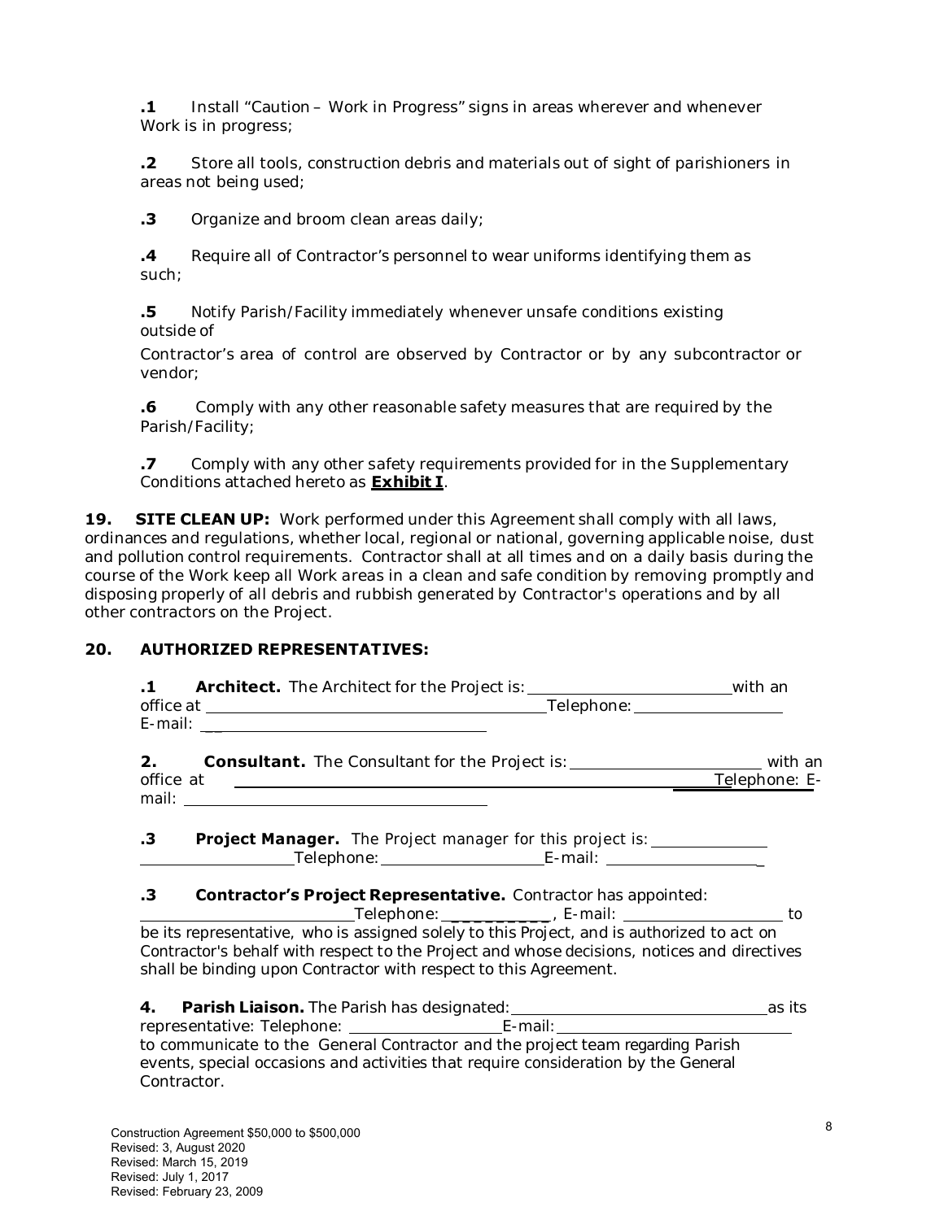**.1** Install "Caution – Work in Progress" signs in areas wherever and whenever Work is in progress;

**.2** Store all tools, construction debris and materials out of sight of parishioners in areas not being used;

**.3** Organize and broom clean areas daily;

**.4** Require all of Contractor's personnel to wear uniforms identifying them as such;

**.5** Notify Parish/Facility immediately whenever unsafe conditions existing outside of

Contractor's area of control are observed by Contractor or by any subcontractor or vendor;

**.6** Comply with any other reasonable safety measures that are required by the Parish/Facility;

**.7** Comply with any other safety requirements provided for in the Supplementary Conditions attached hereto as **Exhibit I**.

**19. SITE CLEAN UP:** Work performed under this Agreement shall comply with all laws, ordinances and regulations, whether local, regional or national, governing applicable noise, dust and pollution control requirements. Contractor shall at all times and on a daily basis during the course of the Work keep all Work areas in a clean and safe condition by removing promptly and disposing properly of all debris and rubbish generated by Contractor's operations and by all other contractors on the Project.

**20. AUTHORIZED REPRESENTATIVES:**

**.1 Architect.** The Architect for the Project is: ________________________ with an office at ________________________________________ Telephone: __________________ E-mail: ____________________________________

**2. Consultant.** The Consultant for the Project is: ______________________ with an office at ______________________________________________________ Telephone: E-mail: ____________________________________

**.3 Project Manager.** The Project manager for this project is: ______________ __________________ Telephone: ____________________ E-mail: __________________

**.3 Contractor's Project Representative.** Contractor has appointed: ________________________ Telephone: __________, E-mail: ____________________ to be its representative, who is assigned solely to this Project, and is authorized to act on Contractor's behalf with respect to the Project and whose decisions, notices and directives shall be binding upon Contractor with respect to this Agreement.

**4. Parish Liaison.** The Parish has designated: _______________________________ as its representative: Telephone: ____________________ E-mail: _____________________________ to communicate to the General Contractor and the project team regarding Parish events, special occasions and activities that require consideration by the General Contractor.

Construction Agreement $50,000 to $500,000
Revised: 3, August 2020
Revised: March 15, 2019
Revised: July 1, 2017
Revised: February 23, 2009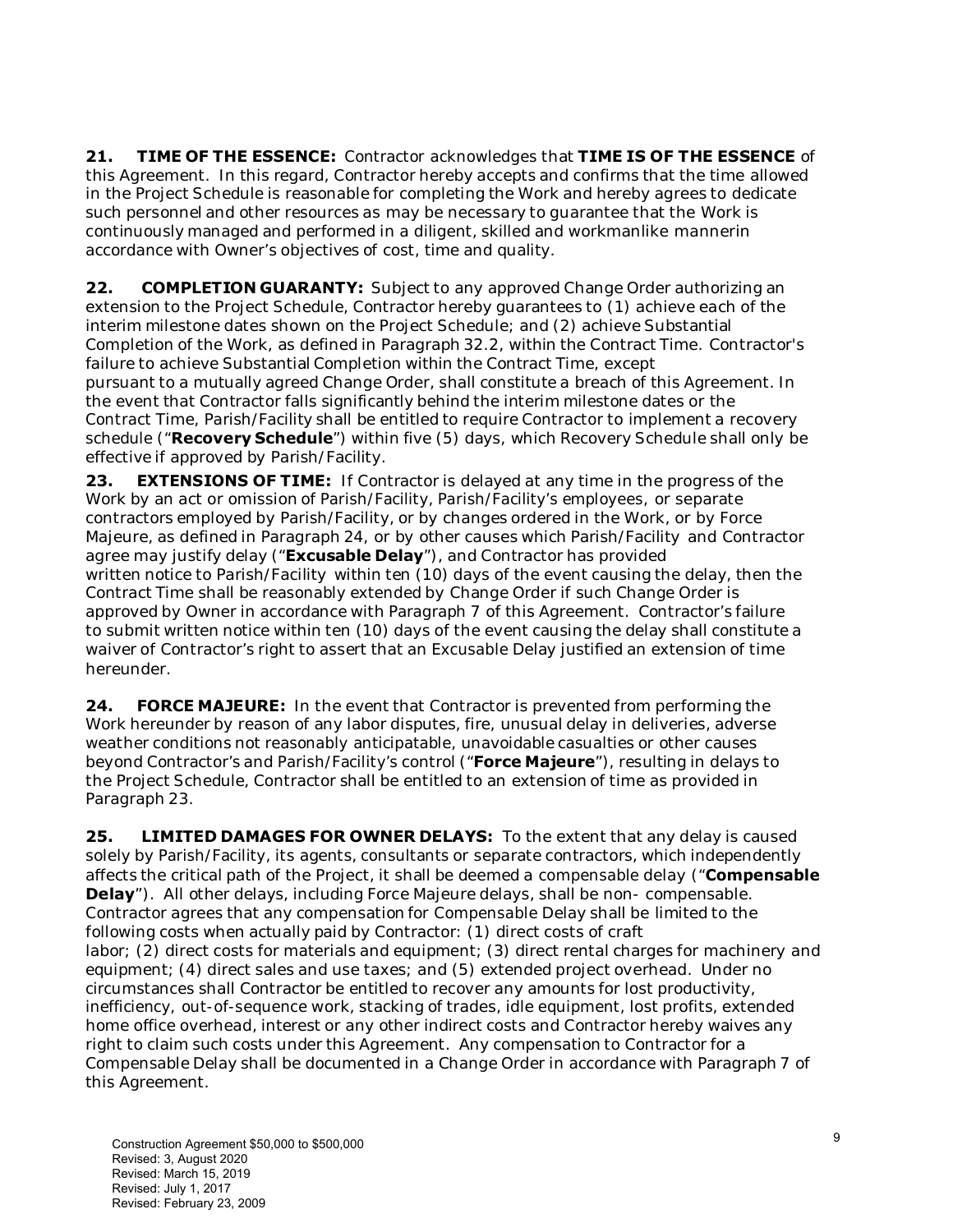**21. TIME OF THE ESSENCE:** Contractor acknowledges that **TIME IS OF THE ESSENCE** of this Agreement. In this regard, Contractor hereby accepts and confirms that the time allowed in the Project Schedule is reasonable for completing the Work and hereby agrees to dedicate such personnel and other resources as may be necessary to guarantee that the Work is continuously managed and performed in a diligent, skilled and workmanlike mannerin accordance with Owner's objectives of cost, time and quality.

**22. COMPLETION GUARANTY:** Subject to any approved Change Order authorizing an extension to the Project Schedule, Contractor hereby guarantees to (1) achieve each of the interim milestone dates shown on the Project Schedule; and (2) achieve Substantial Completion of the Work, as defined in Paragraph 32.2, within the Contract Time. Contractor's failure to achieve Substantial Completion within the Contract Time, except pursuant to a mutually agreed Change Order, shall constitute a breach of this Agreement. In the event that Contractor falls significantly behind the interim milestone dates or the Contract Time, Parish/Facility shall be entitled to require Contractor to implement a recovery schedule ("**Recovery Schedule**") within five (5) days, which Recovery Schedule shall only be effective if approved by Parish/Facility.

**23. EXTENSIONS OF TIME:** If Contractor is delayed at any time in the progress of the Work by an act or omission of Parish/Facility, Parish/Facility's employees, or separate contractors employed by Parish/Facility, or by changes ordered in the Work, or by Force Majeure, as defined in Paragraph 24, or by other causes which Parish/Facility and Contractor agree may justify delay ("**Excusable Delay**"), and Contractor has provided written notice to Parish/Facility within ten (10) days of the event causing the delay, then the Contract Time shall be reasonably extended by Change Order if such Change Order is approved by Owner in accordance with Paragraph 7 of this Agreement. Contractor's failure to submit written notice within ten (10) days of the event causing the delay shall constitute a waiver of Contractor's right to assert that an Excusable Delay justified an extension of time hereunder.

**24. FORCE MAJEURE:** In the event that Contractor is prevented from performing the Work hereunder by reason of any labor disputes, fire, unusual delay in deliveries, adverse weather conditions not reasonably anticipatable, unavoidable casualties or other causes beyond Contractor's and Parish/Facility's control ("**Force Majeure**"), resulting in delays to the Project Schedule, Contractor shall be entitled to an extension of time as provided in Paragraph 23.

**25. LIMITED DAMAGES FOR OWNER DELAYS:** To the extent that any delay is caused solely by Parish/Facility, its agents, consultants or separate contractors, which independently affects the critical path of the Project, it shall be deemed a compensable delay ("**Compensable Delay**"). All other delays, including Force Majeure delays, shall be non- compensable. Contractor agrees that any compensation for Compensable Delay shall be limited to the following costs when actually paid by Contractor: (1) direct costs of craft labor; (2) direct costs for materials and equipment; (3) direct rental charges for machinery and equipment; (4) direct sales and use taxes; and (5) extended project overhead. Under no circumstances shall Contractor be entitled to recover any amounts for lost productivity, inefficiency, out-of-sequence work, stacking of trades, idle equipment, lost profits, extended home office overhead, interest or any other indirect costs and Contractor hereby waives any right to claim such costs under this Agreement. Any compensation to Contractor for a Compensable Delay shall be documented in a Change Order in accordance with Paragraph 7 of this Agreement.

Construction Agreement $50,000 to $500,000
Revised: 3, August 2020
Revised: March 15, 2019
Revised: July 1, 2017
Revised: February 23, 2009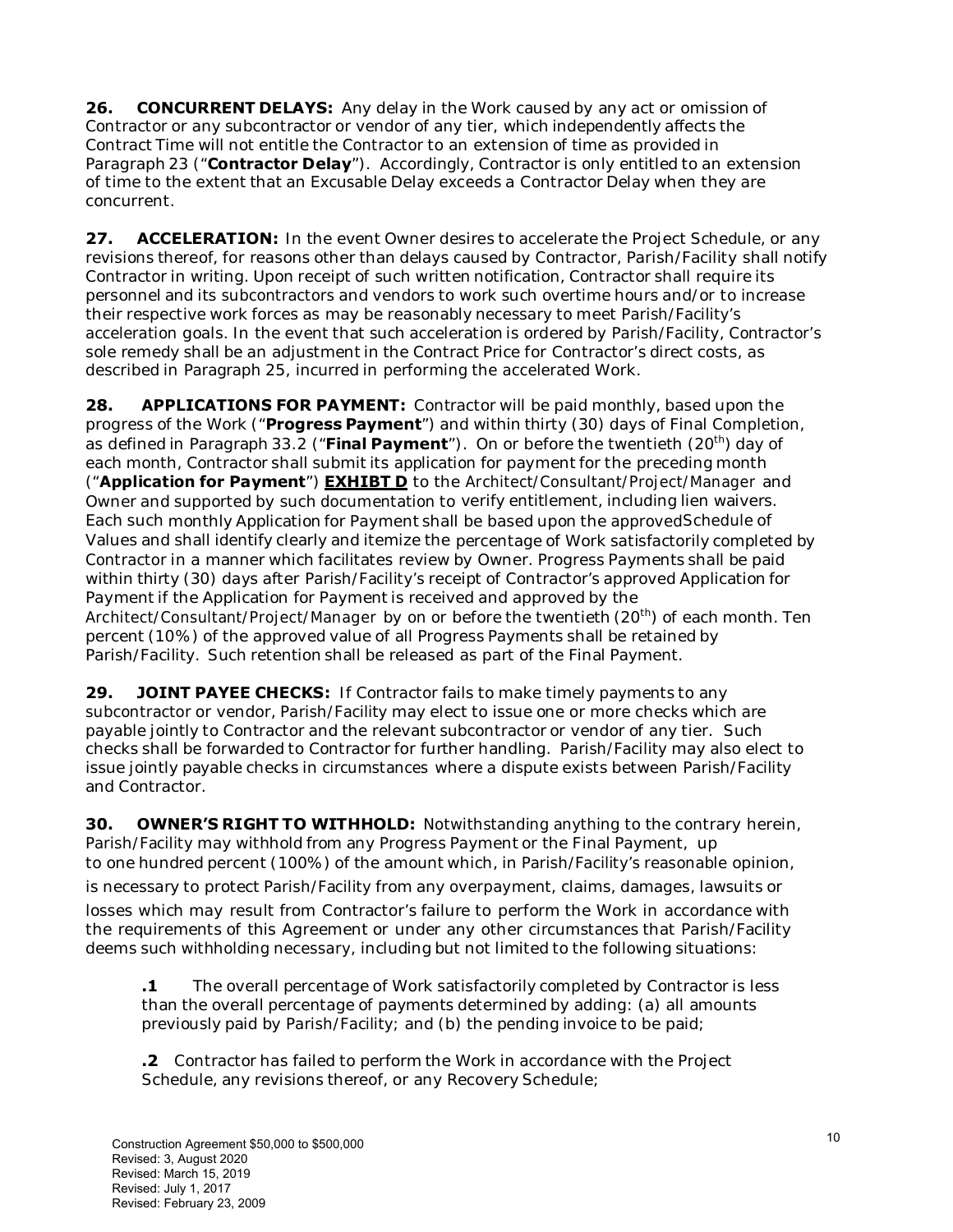**26. CONCURRENT DELAYS:** Any delay in the Work caused by any act or omission of Contractor or any subcontractor or vendor of any tier, which independently affects the Contract Time will not entitle the Contractor to an extension of time as provided in Paragraph 23 ("**Contractor Delay**"). Accordingly, Contractor is only entitled to an extension of time to the extent that an Excusable Delay exceeds a Contractor Delay when they are concurrent.

**27. ACCELERATION:** In the event Owner desires to accelerate the Project Schedule, or any revisions thereof, for reasons other than delays caused by Contractor, Parish/Facility shall notify Contractor in writing. Upon receipt of such written notification, Contractor shall require its personnel and its subcontractors and vendors to work such overtime hours and/or to increase their respective work forces as may be reasonably necessary to meet Parish/Facility's acceleration goals. In the event that such acceleration is ordered by Parish/Facility, Contractor's sole remedy shall be an adjustment in the Contract Price for Contractor's direct costs, as described in Paragraph 25, incurred in performing the accelerated Work.

**28. APPLICATIONS FOR PAYMENT:** Contractor will be paid monthly, based upon the progress of the Work ("**Progress Payment**") and within thirty (30) days of Final Completion, as defined in Paragraph 33.2 ("**Final Payment**"). On or before the twentieth (20th) day of each month, Contractor shall submit its application for payment for the preceding month ("**Application for Payment**") **EXHIBT D** to the Architect/Consultant/Project/Manager and Owner and supported by such documentation to verify entitlement, including lien waivers. Each such monthly Application for Payment shall be based upon the approvedSchedule of Values and shall identify clearly and itemize the percentage of Work satisfactorily completed by Contractor in a manner which facilitates review by Owner. Progress Payments shall be paid within thirty (30) days after Parish/Facility's receipt of Contractor's approved Application for Payment if the Application for Payment is received and approved by the Architect/Consultant/Project/Manager by on or before the twentieth (20th) of each month. Ten percent (10%) of the approved value of all Progress Payments shall be retained by Parish/Facility. Such retention shall be released as part of the Final Payment.

**29. JOINT PAYEE CHECKS:** If Contractor fails to make timely payments to any subcontractor or vendor, Parish/Facility may elect to issue one or more checks which are payable jointly to Contractor and the relevant subcontractor or vendor of any tier. Such checks shall be forwarded to Contractor for further handling. Parish/Facility may also elect to issue jointly payable checks in circumstances where a dispute exists between Parish/Facility and Contractor.

**30. OWNER'S RIGHT TO WITHHOLD:** Notwithstanding anything to the contrary herein, Parish/Facility may withhold from any Progress Payment or the Final Payment, up to one hundred percent (100%) of the amount which, in Parish/Facility's reasonable opinion, is necessary to protect Parish/Facility from any overpayment, claims, damages, lawsuits or losses which may result from Contractor's failure to perform the Work in accordance with the requirements of this Agreement or under any other circumstances that Parish/Facility deems such withholding necessary, including but not limited to the following situations:

**.1** The overall percentage of Work satisfactorily completed by Contractor is less than the overall percentage of payments determined by adding: (a) all amounts previously paid by Parish/Facility; and (b) the pending invoice to be paid;

**.2** Contractor has failed to perform the Work in accordance with the Project Schedule, any revisions thereof, or any Recovery Schedule;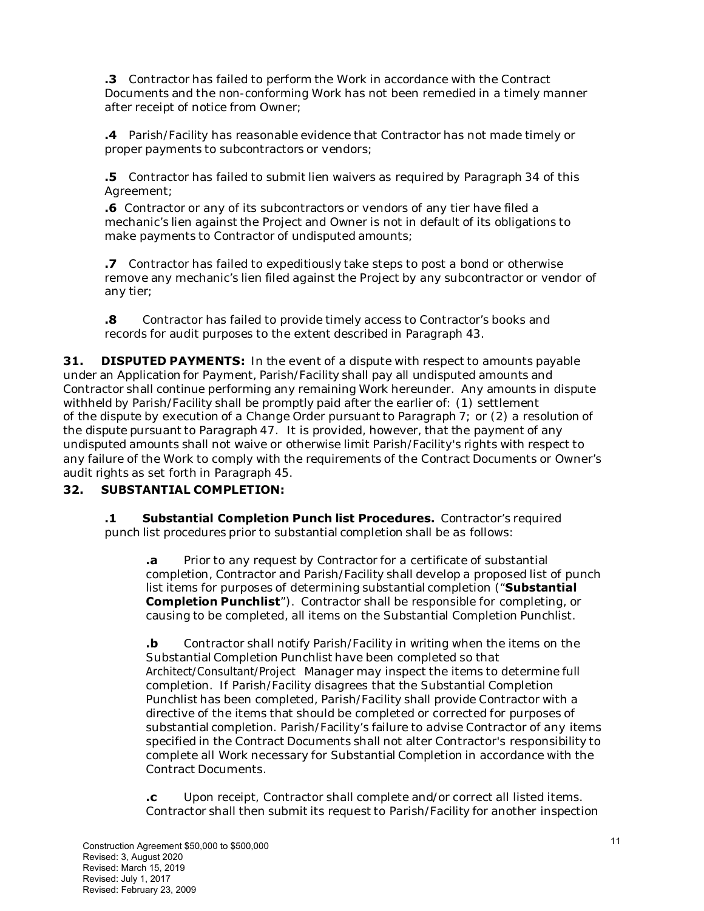**.3** Contractor has failed to perform the Work in accordance with the Contract Documents and the non-conforming Work has not been remedied in a timely manner after receipt of notice from Owner;

**.4** Parish/Facility has reasonable evidence that Contractor has not made timely or proper payments to subcontractors or vendors;

**.5** Contractor has failed to submit lien waivers as required by Paragraph 34 of this Agreement;

**.6** Contractor or any of its subcontractors or vendors of any tier have filed a mechanic's lien against the Project and Owner is not in default of its obligations to make payments to Contractor of undisputed amounts;

**.7** Contractor has failed to expeditiously take steps to post a bond or otherwise remove any mechanic's lien filed against the Project by any subcontractor or vendor of any tier;

**.8** Contractor has failed to provide timely access to Contractor's books and records for audit purposes to the extent described in Paragraph 43.

**31. DISPUTED PAYMENTS:** In the event of a dispute with respect to amounts payable under an Application for Payment, Parish/Facility shall pay all undisputed amounts and Contractor shall continue performing any remaining Work hereunder. Any amounts in dispute withheld by Parish/Facility shall be promptly paid after the earlier of: (1) settlement of the dispute by execution of a Change Order pursuant to Paragraph 7; or (2) a resolution of the dispute pursuant to Paragraph 47. It is provided, however, that the payment of any undisputed amounts shall not waive or otherwise limit Parish/Facility's rights with respect to any failure of the Work to comply with the requirements of the Contract Documents or Owner's audit rights as set forth in Paragraph 45.

**32. SUBSTANTIAL COMPLETION:**

**.1 Substantial Completion Punch list Procedures.** Contractor's required punch list procedures prior to substantial completion shall be as follows:

**.a** Prior to any request by Contractor for a certificate of substantial completion, Contractor and Parish/Facility shall develop a proposed list of punch list items for purposes of determining substantial completion ("**Substantial Completion Punchlist**"). Contractor shall be responsible for completing, or causing to be completed, all items on the Substantial Completion Punchlist.

**.b** Contractor shall notify Parish/Facility in writing when the items on the Substantial Completion Punchlist have been completed so that Architect/Consultant/Project Manager may inspect the items to determine full completion. If Parish/Facility disagrees that the Substantial Completion Punchlist has been completed, Parish/Facility shall provide Contractor with a directive of the items that should be completed or corrected for purposes of substantial completion. Parish/Facility's failure to advise Contractor of any items specified in the Contract Documents shall not alter Contractor's responsibility to complete all Work necessary for Substantial Completion in accordance with the Contract Documents.

**.c** Upon receipt, Contractor shall complete and/or correct all listed items. Contractor shall then submit its request to Parish/Facility for another inspection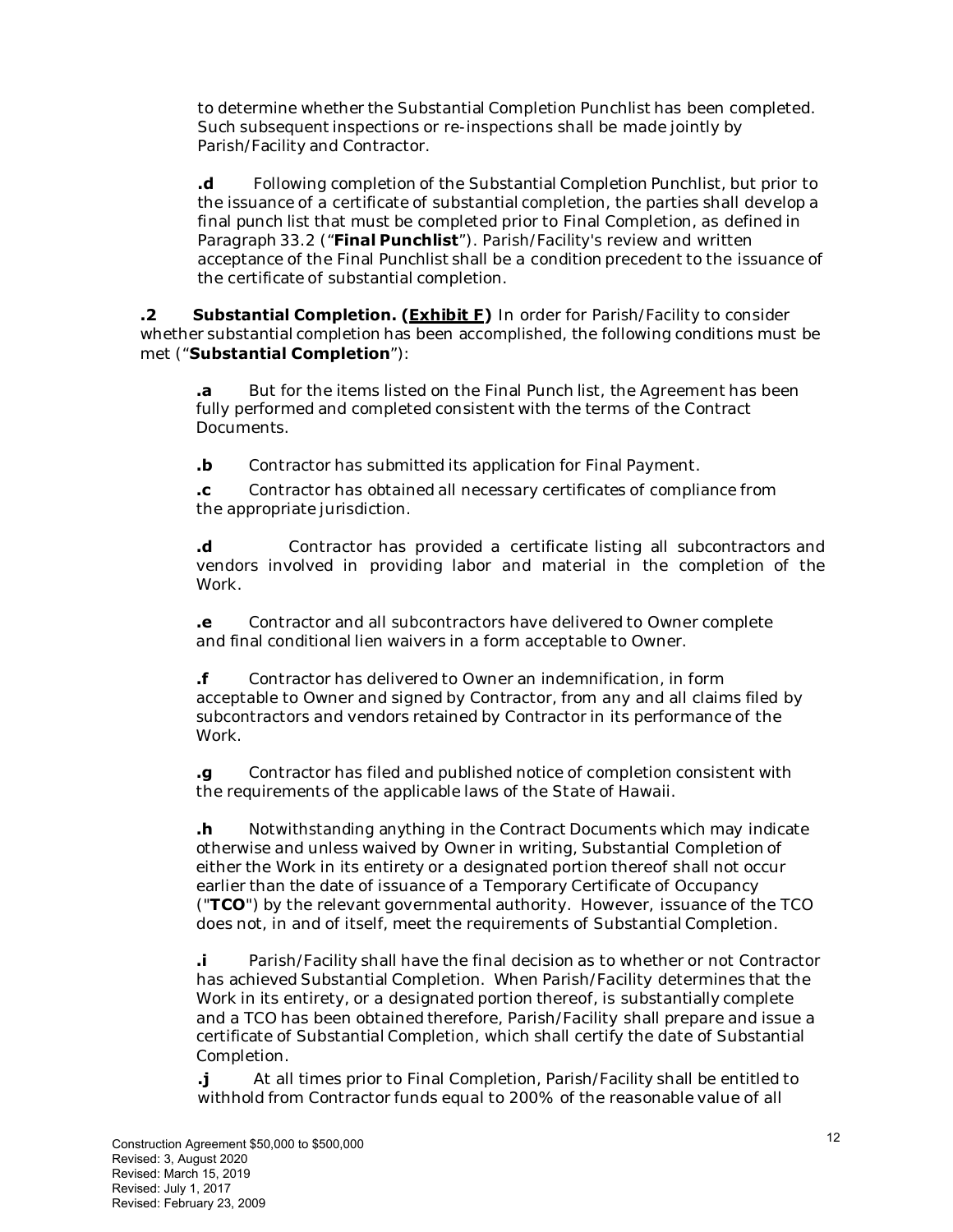to determine whether the Substantial Completion Punchlist has been completed. Such subsequent inspections or re-inspections shall be made jointly by Parish/Facility and Contractor.

**.d** Following completion of the Substantial Completion Punchlist, but prior to the issuance of a certificate of substantial completion, the parties shall develop a final punch list that must be completed prior to Final Completion, as defined in Paragraph 33.2 ("**Final Punchlist**"). Parish/Facility's review and written acceptance of the Final Punchlist shall be a condition precedent to the issuance of the certificate of substantial completion.

**.2 Substantial Completion. (<u>Exhibit F</u>)** In order for Parish/Facility to consider whether substantial completion has been accomplished, the following conditions must be met ("**Substantial Completion**"):

**.a** But for the items listed on the Final Punch list, the Agreement has been fully performed and completed consistent with the terms of the Contract Documents.

**.b** Contractor has submitted its application for Final Payment.

**.c** Contractor has obtained all necessary certificates of compliance from the appropriate jurisdiction.

**.d** Contractor has provided a certificate listing all subcontractors and vendors involved in providing labor and material in the completion of the Work.

**.e** Contractor and all subcontractors have delivered to Owner complete and final conditional lien waivers in a form acceptable to Owner.

**.f** Contractor has delivered to Owner an indemnification, in form acceptable to Owner and signed by Contractor, from any and all claims filed by subcontractors and vendors retained by Contractor in its performance of the Work.

**.g** Contractor has filed and published notice of completion consistent with the requirements of the applicable laws of the State of Hawaii.

**.h** Notwithstanding anything in the Contract Documents which may indicate otherwise and unless waived by Owner in writing, Substantial Completion of either the Work in its entirety or a designated portion thereof shall not occur earlier than the date of issuance of a Temporary Certificate of Occupancy ("**TCO**") by the relevant governmental authority. However, issuance of the TCO does not, in and of itself, meet the requirements of Substantial Completion.

**.i** Parish/Facility shall have the final decision as to whether or not Contractor has achieved Substantial Completion. When Parish/Facility determines that the Work in its entirety, or a designated portion thereof, is substantially complete and a TCO has been obtained therefore, Parish/Facility shall prepare and issue a certificate of Substantial Completion, which shall certify the date of Substantial Completion.

**.j** At all times prior to Final Completion, Parish/Facility shall be entitled to withhold from Contractor funds equal to 200% of the reasonable value of all

Construction Agreement $50,000 to $500,000
Revised: 3, August 2020
Revised: March 15, 2019
Revised: July 1, 2017
Revised: February 23, 2009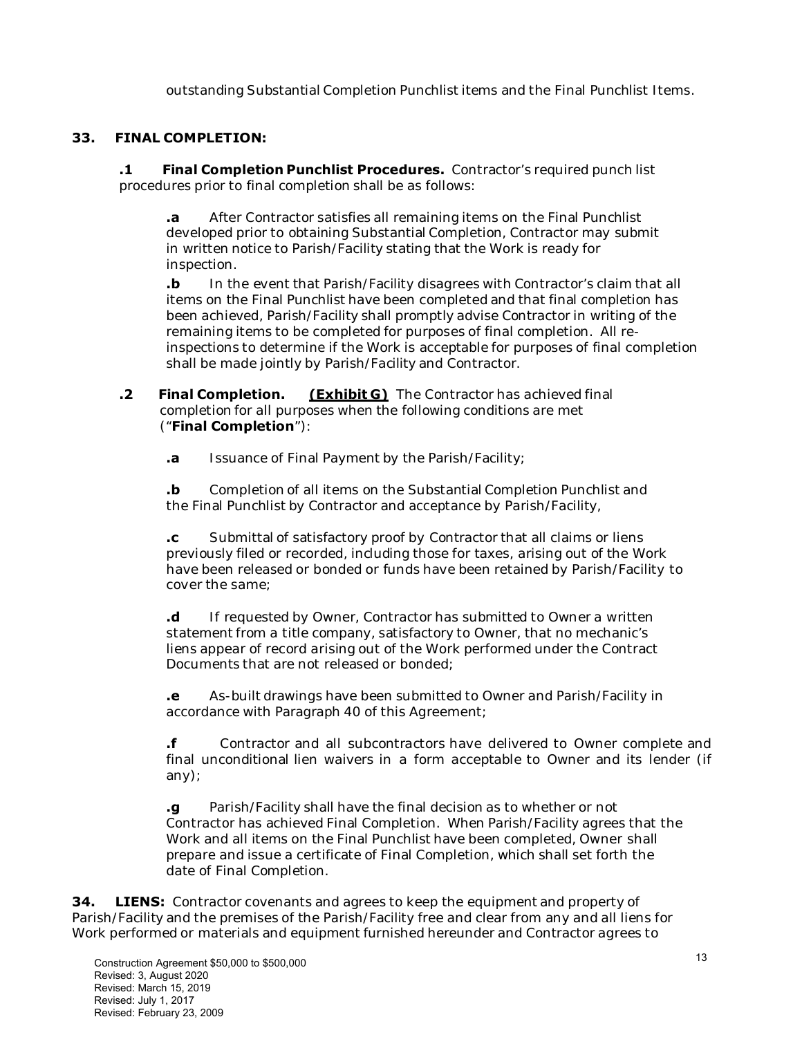outstanding Substantial Completion Punchlist items and the Final Punchlist Items.

## 33. FINAL COMPLETION:

**.1 Final Completion Punchlist Procedures.** Contractor's required punch list procedures prior to final completion shall be as follows:

**.a** After Contractor satisfies all remaining items on the Final Punchlist developed prior to obtaining Substantial Completion, Contractor may submit in written notice to Parish/Facility stating that the Work is ready for inspection.

**.b** In the event that Parish/Facility disagrees with Contractor's claim that all items on the Final Punchlist have been completed and that final completion has been achieved, Parish/Facility shall promptly advise Contractor in writing of the remaining items to be completed for purposes of final completion. All re-inspections to determine if the Work is acceptable for purposes of final completion shall be made jointly by Parish/Facility and Contractor.

**.2 Final Completion.** **(Exhibit G)** The Contractor has achieved final completion for all purposes when the following conditions are met ("**Final Completion**"):

**.a** Issuance of Final Payment by the Parish/Facility;

**.b** Completion of all items on the Substantial Completion Punchlist and the Final Punchlist by Contractor and acceptance by Parish/Facility,

**.c** Submittal of satisfactory proof by Contractor that all claims or liens previously filed or recorded, including those for taxes, arising out of the Work have been released or bonded or funds have been retained by Parish/Facility to cover the same;

**.d** If requested by Owner, Contractor has submitted to Owner a written statement from a title company, satisfactory to Owner, that no mechanic's liens appear of record arising out of the Work performed under the Contract Documents that are not released or bonded;

**.e** As-built drawings have been submitted to Owner and Parish/Facility in accordance with Paragraph 40 of this Agreement;

**.f** Contractor and all subcontractors have delivered to Owner complete and final unconditional lien waivers in a form acceptable to Owner and its lender (if any);

**.g** Parish/Facility shall have the final decision as to whether or not Contractor has achieved Final Completion. When Parish/Facility agrees that the Work and all items on the Final Punchlist have been completed, Owner shall prepare and issue a certificate of Final Completion, which shall set forth the date of Final Completion.

**34. LIENS:** Contractor covenants and agrees to keep the equipment and property of Parish/Facility and the premises of the Parish/Facility free and clear from any and all liens for Work performed or materials and equipment furnished hereunder and Contractor agrees to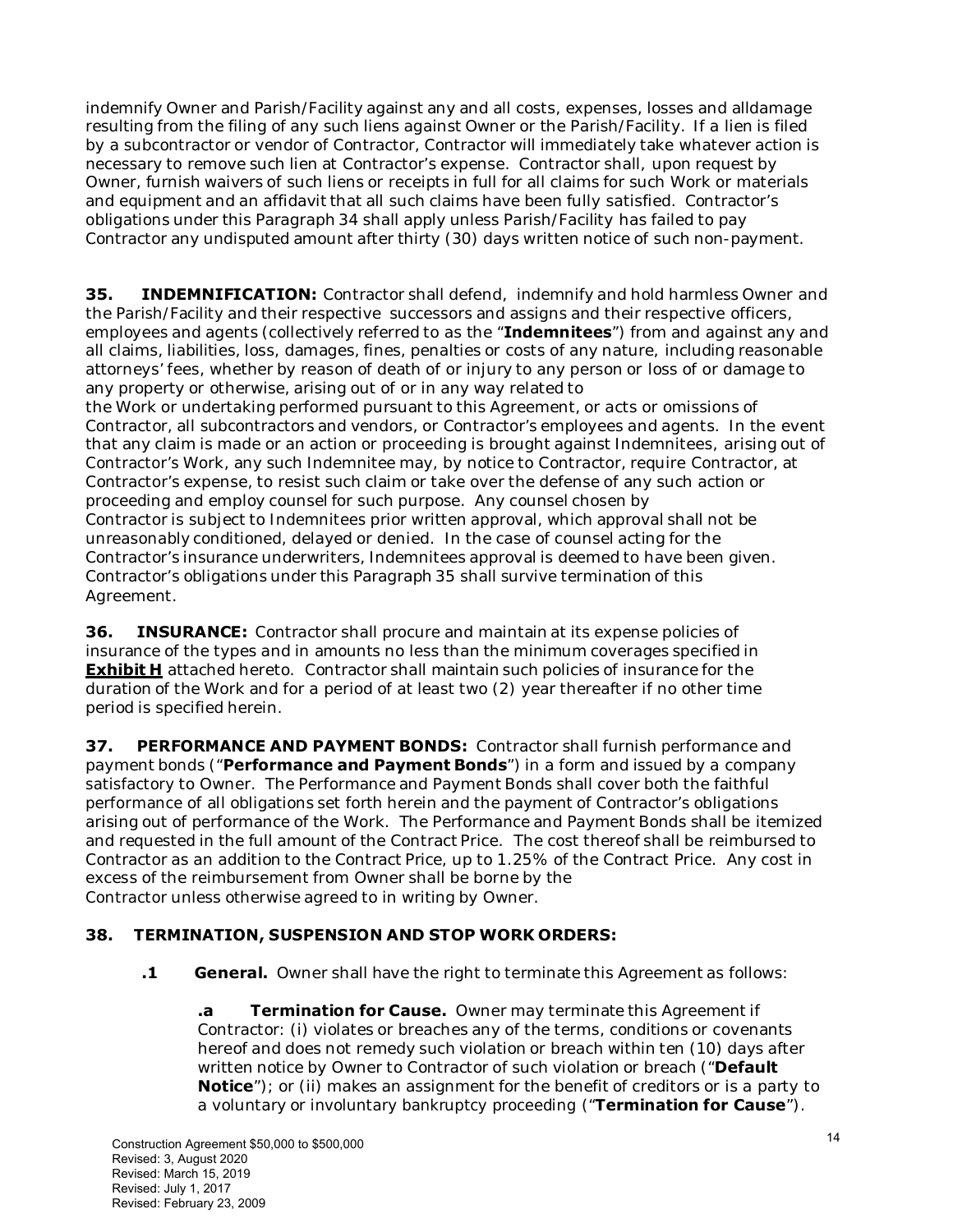indemnify Owner and Parish/Facility against any and all costs, expenses, losses and alldamage resulting from the filing of any such liens against Owner or the Parish/Facility. If a lien is filed by a subcontractor or vendor of Contractor, Contractor will immediately take whatever action is necessary to remove such lien at Contractor's expense. Contractor shall, upon request by Owner, furnish waivers of such liens or receipts in full for all claims for such Work or materials and equipment and an affidavit that all such claims have been fully satisfied. Contractor's obligations under this Paragraph 34 shall apply unless Parish/Facility has failed to pay Contractor any undisputed amount after thirty (30) days written notice of such non-payment.

**35. INDEMNIFICATION:** Contractor shall defend, indemnify and hold harmless Owner and the Parish/Facility and their respective successors and assigns and their respective officers, employees and agents (collectively referred to as the "**Indemnitees**") from and against any and all claims, liabilities, loss, damages, fines, penalties or costs of any nature, including reasonable attorneys' fees, whether by reason of death of or injury to any person or loss of or damage to any property or otherwise, arising out of or in any way related to the Work or undertaking performed pursuant to this Agreement, or acts or omissions of Contractor, all subcontractors and vendors, or Contractor's employees and agents. In the event that any claim is made or an action or proceeding is brought against Indemnitees, arising out of Contractor's Work, any such Indemnitee may, by notice to Contractor, require Contractor, at Contractor's expense, to resist such claim or take over the defense of any such action or proceeding and employ counsel for such purpose. Any counsel chosen by Contractor is subject to Indemnitees prior written approval, which approval shall not be unreasonably conditioned, delayed or denied. In the case of counsel acting for the Contractor's insurance underwriters, Indemnitees approval is deemed to have been given. Contractor's obligations under this Paragraph 35 shall survive termination of this Agreement.

**36. INSURANCE:** Contractor shall procure and maintain at its expense policies of insurance of the types and in amounts no less than the minimum coverages specified in **Exhibit H** attached hereto. Contractor shall maintain such policies of insurance for the duration of the Work and for a period of at least two (2) year thereafter if no other time period is specified herein.

**37. PERFORMANCE AND PAYMENT BONDS:** Contractor shall furnish performance and payment bonds ("**Performance and Payment Bonds**") in a form and issued by a company satisfactory to Owner. The Performance and Payment Bonds shall cover both the faithful performance of all obligations set forth herein and the payment of Contractor's obligations arising out of performance of the Work. The Performance and Payment Bonds shall be itemized and requested in the full amount of the Contract Price. The cost thereof shall be reimbursed to Contractor as an addition to the Contract Price, up to 1.25% of the Contract Price. Any cost in excess of the reimbursement from Owner shall be borne by the Contractor unless otherwise agreed to in writing by Owner.

**38. TERMINATION, SUSPENSION AND STOP WORK ORDERS:**

**.1 General.** Owner shall have the right to terminate this Agreement as follows:

**.a Termination for Cause.** Owner may terminate this Agreement if Contractor: (i) violates or breaches any of the terms, conditions or covenants hereof and does not remedy such violation or breach within ten (10) days after written notice by Owner to Contractor of such violation or breach ("**Default Notice**"); or (ii) makes an assignment for the benefit of creditors or is a party to a voluntary or involuntary bankruptcy proceeding ("**Termination for Cause**").

Construction Agreement $50,000 to $500,000
Revised: 3, August 2020
Revised: March 15, 2019
Revised: July 1, 2017
Revised: February 23, 2009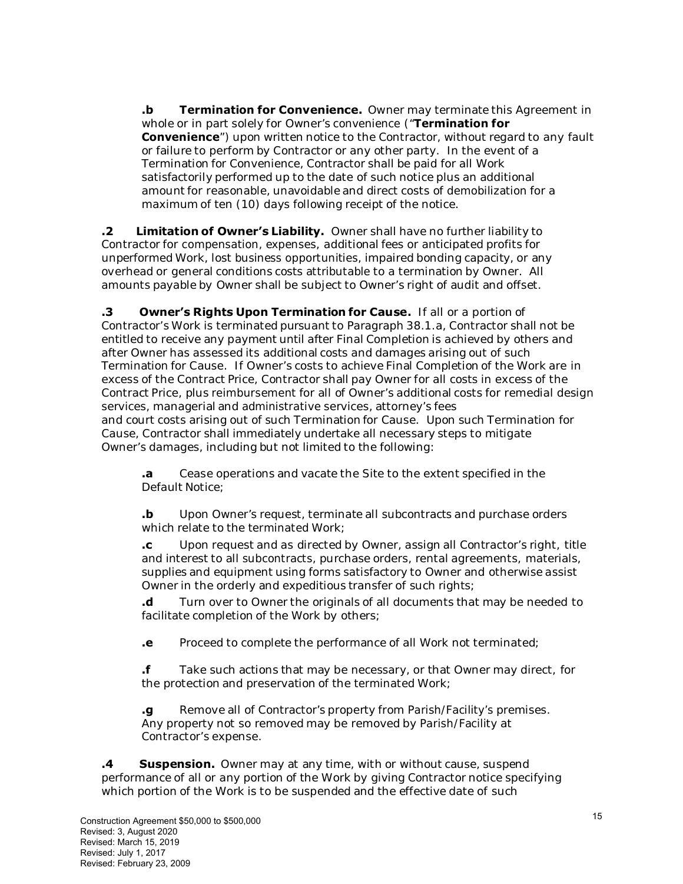**.b Termination for Convenience.** Owner may terminate this Agreement in whole or in part solely for Owner's convenience ("**Termination for Convenience**") upon written notice to the Contractor, without regard to any fault or failure to perform by Contractor or any other party. In the event of a Termination for Convenience, Contractor shall be paid for all Work satisfactorily performed up to the date of such notice plus an additional amount for reasonable, unavoidable and direct costs of demobilization for a maximum of ten (10) days following receipt of the notice.

**.2 Limitation of Owner's Liability.** Owner shall have no further liability to Contractor for compensation, expenses, additional fees or anticipated profits for unperformed Work, lost business opportunities, impaired bonding capacity, or any overhead or general conditions costs attributable to a termination by Owner. All amounts payable by Owner shall be subject to Owner's right of audit and offset.

**.3 Owner's Rights Upon Termination for Cause.** If all or a portion of Contractor's Work is terminated pursuant to Paragraph 38.1.a, Contractor shall not be entitled to receive any payment until after Final Completion is achieved by others and after Owner has assessed its additional costs and damages arising out of such Termination for Cause. If Owner's costs to achieve Final Completion of the Work are in excess of the Contract Price, Contractor shall pay Owner for all costs in excess of the Contract Price, plus reimbursement for all of Owner's additional costs for remedial design services, managerial and administrative services, attorney's fees and court costs arising out of such Termination for Cause. Upon such Termination for Cause, Contractor shall immediately undertake all necessary steps to mitigate Owner's damages, including but not limited to the following:

**.a** Cease operations and vacate the Site to the extent specified in the Default Notice;

**.b** Upon Owner's request, terminate all subcontracts and purchase orders which relate to the terminated Work;

**.c** Upon request and as directed by Owner, assign all Contractor's right, title and interest to all subcontracts, purchase orders, rental agreements, materials, supplies and equipment using forms satisfactory to Owner and otherwise assist Owner in the orderly and expeditious transfer of such rights;

**.d** Turn over to Owner the originals of all documents that may be needed to facilitate completion of the Work by others;

**.e** Proceed to complete the performance of all Work not terminated;

**.f** Take such actions that may be necessary, or that Owner may direct, for the protection and preservation of the terminated Work;

**.g** Remove all of Contractor's property from Parish/Facility's premises. Any property not so removed may be removed by Parish/Facility at Contractor's expense.

**.4 Suspension.** Owner may at any time, with or without cause, suspend performance of all or any portion of the Work by giving Contractor notice specifying which portion of the Work is to be suspended and the effective date of such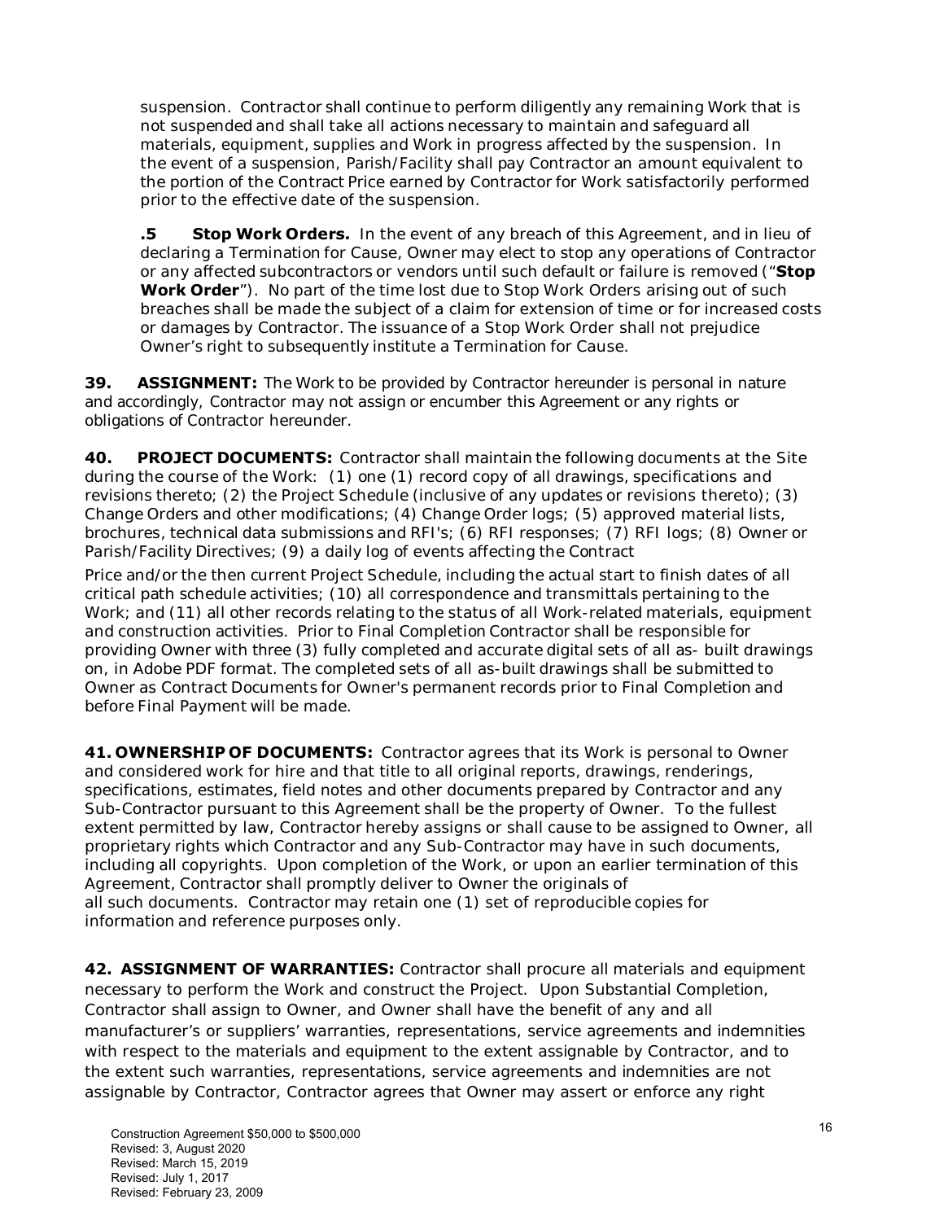suspension. Contractor shall continue to perform diligently any remaining Work that is not suspended and shall take all actions necessary to maintain and safeguard all materials, equipment, supplies and Work in progress affected by the suspension. In the event of a suspension, Parish/Facility shall pay Contractor an amount equivalent to the portion of the Contract Price earned by Contractor for Work satisfactorily performed prior to the effective date of the suspension.

**.5 Stop Work Orders.** In the event of any breach of this Agreement, and in lieu of declaring a Termination for Cause, Owner may elect to stop any operations of Contractor or any affected subcontractors or vendors until such default or failure is removed ("**Stop Work Order**"). No part of the time lost due to Stop Work Orders arising out of such breaches shall be made the subject of a claim for extension of time or for increased costs or damages by Contractor. The issuance of a Stop Work Order shall not prejudice Owner's right to subsequently institute a Termination for Cause.

**39. ASSIGNMENT:** The Work to be provided by Contractor hereunder is personal in nature and accordingly, Contractor may not assign or encumber this Agreement or any rights or obligations of Contractor hereunder.

**40. PROJECT DOCUMENTS:** Contractor shall maintain the following documents at the Site during the course of the Work: (1) one (1) record copy of all drawings, specifications and revisions thereto; (2) the Project Schedule (inclusive of any updates or revisions thereto); (3) Change Orders and other modifications; (4) Change Order logs; (5) approved material lists, brochures, technical data submissions and RFI's; (6) RFI responses; (7) RFI logs; (8) Owner or Parish/Facility Directives; (9) a daily log of events affecting the Contract Price and/or the then current Project Schedule, including the actual start to finish dates of all critical path schedule activities; (10) all correspondence and transmittals pertaining to the Work; and (11) all other records relating to the status of all Work-related materials, equipment and construction activities. Prior to Final Completion Contractor shall be responsible for providing Owner with three (3) fully completed and accurate digital sets of all as- built drawings on, in Adobe PDF format. The completed sets of all as-built drawings shall be submitted to Owner as Contract Documents for Owner's permanent records prior to Final Completion and before Final Payment will be made.

**41. OWNERSHIP OF DOCUMENTS:** Contractor agrees that its Work is personal to Owner and considered work for hire and that title to all original reports, drawings, renderings, specifications, estimates, field notes and other documents prepared by Contractor and any Sub-Contractor pursuant to this Agreement shall be the property of Owner. To the fullest extent permitted by law, Contractor hereby assigns or shall cause to be assigned to Owner, all proprietary rights which Contractor and any Sub-Contractor may have in such documents, including all copyrights. Upon completion of the Work, or upon an earlier termination of this Agreement, Contractor shall promptly deliver to Owner the originals of all such documents. Contractor may retain one (1) set of reproducible copies for information and reference purposes only.

**42. ASSIGNMENT OF WARRANTIES:** Contractor shall procure all materials and equipment necessary to perform the Work and construct the Project. Upon Substantial Completion, Contractor shall assign to Owner, and Owner shall have the benefit of any and all manufacturer's or suppliers' warranties, representations, service agreements and indemnities with respect to the materials and equipment to the extent assignable by Contractor, and to the extent such warranties, representations, service agreements and indemnities are not assignable by Contractor, Contractor agrees that Owner may assert or enforce any right

Construction Agreement $50,000 to $500,000
Revised: 3, August 2020
Revised: March 15, 2019
Revised: July 1, 2017
Revised: February 23, 2009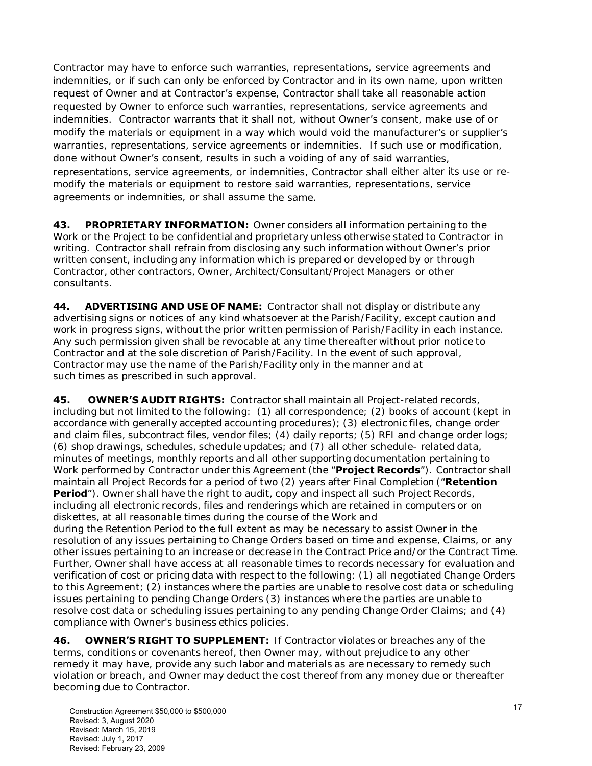Contractor may have to enforce such warranties, representations, service agreements and indemnities, or if such can only be enforced by Contractor and in its own name, upon written request of Owner and at Contractor's expense, Contractor shall take all reasonable action requested by Owner to enforce such warranties, representations, service agreements and indemnities. Contractor warrants that it shall not, without Owner's consent, make use of or modify the materials or equipment in a way which would void the manufacturer's or supplier's warranties, representations, service agreements or indemnities. If such use or modification, done without Owner's consent, results in such a voiding of any of said warranties, representations, service agreements, or indemnities, Contractor shall either alter its use or re-modify the materials or equipment to restore said warranties, representations, service agreements or indemnities, or shall assume the same.

**43. PROPRIETARY INFORMATION:** Owner considers all information pertaining to the Work or the Project to be confidential and proprietary unless otherwise stated to Contractor in writing. Contractor shall refrain from disclosing any such information without Owner's prior written consent, including any information which is prepared or developed by or through Contractor, other contractors, Owner, Architect/Consultant/Project Managers or other consultants.

**44. ADVERTISING AND USE OF NAME:** Contractor shall not display or distribute any advertising signs or notices of any kind whatsoever at the Parish/Facility, except caution and work in progress signs, without the prior written permission of Parish/Facility in each instance. Any such permission given shall be revocable at any time thereafter without prior notice to Contractor and at the sole discretion of Parish/Facility. In the event of such approval, Contractor may use the name of the Parish/Facility only in the manner and at such times as prescribed in such approval.

**45. OWNER'S AUDIT RIGHTS:** Contractor shall maintain all Project-related records, including but not limited to the following: (1) all correspondence; (2) books of account (kept in accordance with generally accepted accounting procedures); (3) electronic files, change order and claim files, subcontract files, vendor files; (4) daily reports; (5) RFI and change order logs; (6) shop drawings, schedules, schedule updates; and (7) all other schedule- related data, minutes of meetings, monthly reports and all other supporting documentation pertaining to Work performed by Contractor under this Agreement (the "**Project Records**"). Contractor shall maintain all Project Records for a period of two (2) years after Final Completion ("**Retention Period**"). Owner shall have the right to audit, copy and inspect all such Project Records, including all electronic records, files and renderings which are retained in computers or on diskettes, at all reasonable times during the course of the Work and during the Retention Period to the full extent as may be necessary to assist Owner in the resolution of any issues pertaining to Change Orders based on time and expense, Claims, or any other issues pertaining to an increase or decrease in the Contract Price and/or the Contract Time. Further, Owner shall have access at all reasonable times to records necessary for evaluation and verification of cost or pricing data with respect to the following: (1) all negotiated Change Orders to this Agreement; (2) instances where the parties are unable to resolve cost data or scheduling issues pertaining to pending Change Orders (3) instances where the parties are unable to resolve cost data or scheduling issues pertaining to any pending Change Order Claims; and (4) compliance with Owner's business ethics policies.

**46. OWNER'S RIGHT TO SUPPLEMENT:** If Contractor violates or breaches any of the terms, conditions or covenants hereof, then Owner may, without prejudice to any other remedy it may have, provide any such labor and materials as are necessary to remedy such violation or breach, and Owner may deduct the cost thereof from any money due or thereafter becoming due to Contractor.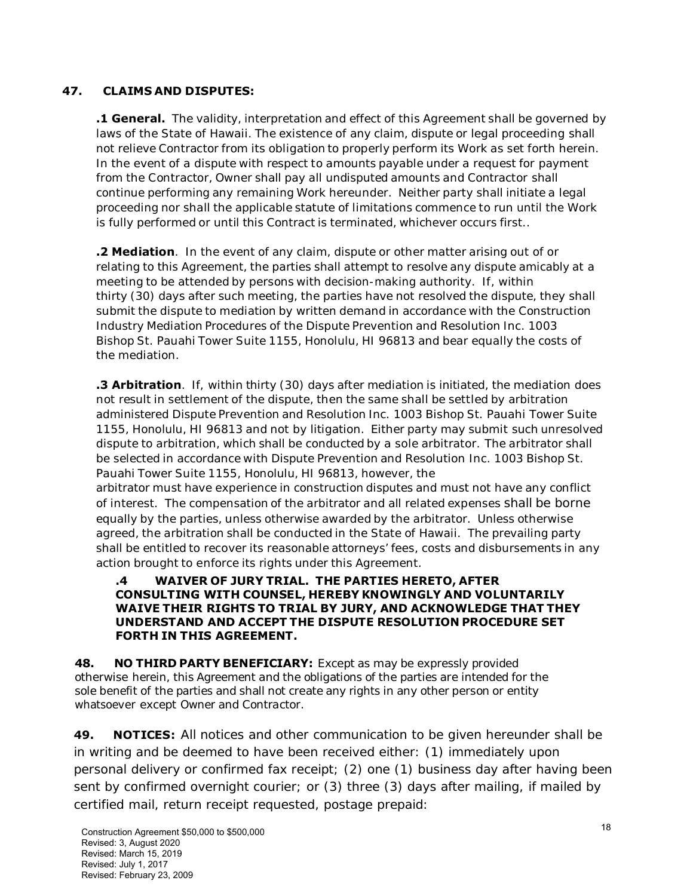**47. CLAIMS AND DISPUTES:**

**.1 General.** The validity, interpretation and effect of this Agreement shall be governed by laws of the State of Hawaii. The existence of any claim, dispute or legal proceeding shall not relieve Contractor from its obligation to properly perform its Work as set forth herein. In the event of a dispute with respect to amounts payable under a request for payment from the Contractor, Owner shall pay all undisputed amounts and Contractor shall continue performing any remaining Work hereunder. Neither party shall initiate a legal proceeding nor shall the applicable statute of limitations commence to run until the Work is fully performed or until this Contract is terminated, whichever occurs first..

**.2 Mediation**. In the event of any claim, dispute or other matter arising out of or relating to this Agreement, the parties shall attempt to resolve any dispute amicably at a meeting to be attended by persons with decision-making authority. If, within thirty (30) days after such meeting, the parties have not resolved the dispute, they shall submit the dispute to mediation by written demand in accordance with the Construction Industry Mediation Procedures of the Dispute Prevention and Resolution Inc. 1003 Bishop St. Pauahi Tower Suite 1155, Honolulu, HI 96813 and bear equally the costs of the mediation.

**.3 Arbitration**. If, within thirty (30) days after mediation is initiated, the mediation does not result in settlement of the dispute, then the same shall be settled by arbitration administered Dispute Prevention and Resolution Inc. 1003 Bishop St. Pauahi Tower Suite 1155, Honolulu, HI 96813 and not by litigation. Either party may submit such unresolved dispute to arbitration, which shall be conducted by a sole arbitrator. The arbitrator shall be selected in accordance with Dispute Prevention and Resolution Inc. 1003 Bishop St. Pauahi Tower Suite 1155, Honolulu, HI 96813, however, the arbitrator must have experience in construction disputes and must not have any conflict of interest. The compensation of the arbitrator and all related expenses shall be borne equally by the parties, unless otherwise awarded by the arbitrator. Unless otherwise agreed, the arbitration shall be conducted in the State of Hawaii. The prevailing party shall be entitled to recover its reasonable attorneys' fees, costs and disbursements in any action brought to enforce its rights under this Agreement.

**.4 WAIVER OF JURY TRIAL. THE PARTIES HERETO, AFTER CONSULTING WITH COUNSEL, HEREBY KNOWINGLY AND VOLUNTARILY WAIVE THEIR RIGHTS TO TRIAL BY JURY, AND ACKNOWLEDGE THAT THEY UNDERSTAND AND ACCEPT THE DISPUTE RESOLUTION PROCEDURE SET FORTH IN THIS AGREEMENT.**

**48. NO THIRD PARTY BENEFICIARY:** Except as may be expressly provided otherwise herein, this Agreement and the obligations of the parties are intended for the sole benefit of the parties and shall not create any rights in any other person or entity whatsoever except Owner and Contractor.

**49. NOTICES:** All notices and other communication to be given hereunder shall be in writing and be deemed to have been received either: (1) immediately upon personal delivery or confirmed fax receipt; (2) one (1) business day after having been sent by confirmed overnight courier; or (3) three (3) days after mailing, if mailed by certified mail, return receipt requested, postage prepaid:

Construction Agreement $50,000 to $500,000
Revised: 3, August 2020
Revised: March 15, 2019
Revised: July 1, 2017
Revised: February 23, 2009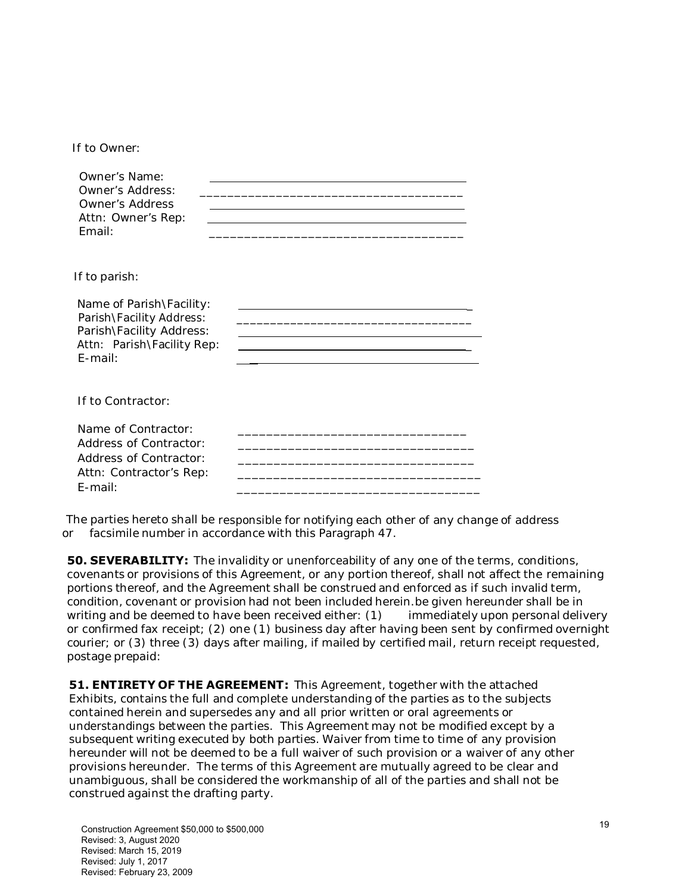If to Owner:

Owner's Name: ______________________________________
Owner's Address: ______________________________________
Owner's Address ______________________________________
Attn: Owner's Rep: ______________________________________
Email: ______________________________________

If to parish:

Name of Parish\Facility: ______________________________________
Parish\Facility Address: ______________________________________
Parish\Facility Address: ______________________________________
Attn: Parish\Facility Rep: ______________________________________
E-mail: ______________________________________

If to Contractor:

Name of Contractor: ______________________________________
Address of Contractor: ______________________________________
Address of Contractor: ______________________________________
Attn: Contractor's Rep: ______________________________________
E-mail: ______________________________________

The parties hereto shall be responsible for notifying each other of any change of address or facsimile number in accordance with this Paragraph 47.

**50. SEVERABILITY:** The invalidity or unenforceability of any one of the terms, conditions, covenants or provisions of this Agreement, or any portion thereof, shall not affect the remaining portions thereof, and the Agreement shall be construed and enforced as if such invalid term, condition, covenant or provision had not been included herein.be given hereunder shall be in writing and be deemed to have been received either: (1) immediately upon personal delivery or confirmed fax receipt; (2) one (1) business day after having been sent by confirmed overnight courier; or (3) three (3) days after mailing, if mailed by certified mail, return receipt requested, postage prepaid:

**51. ENTIRETY OF THE AGREEMENT:** This Agreement, together with the attached Exhibits, contains the full and complete understanding of the parties as to the subjects contained herein and supersedes any and all prior written or oral agreements or understandings between the parties. This Agreement may not be modified except by a subsequent writing executed by both parties. Waiver from time to time of any provision hereunder will not be deemed to be a full waiver of such provision or a waiver of any other provisions hereunder. The terms of this Agreement are mutually agreed to be clear and unambiguous, shall be considered the workmanship of all of the parties and shall not be construed against the drafting party.

Construction Agreement $50,000 to $500,000
Revised: 3, August 2020
Revised: March 15, 2019
Revised: July 1, 2017
Revised: February 23, 2009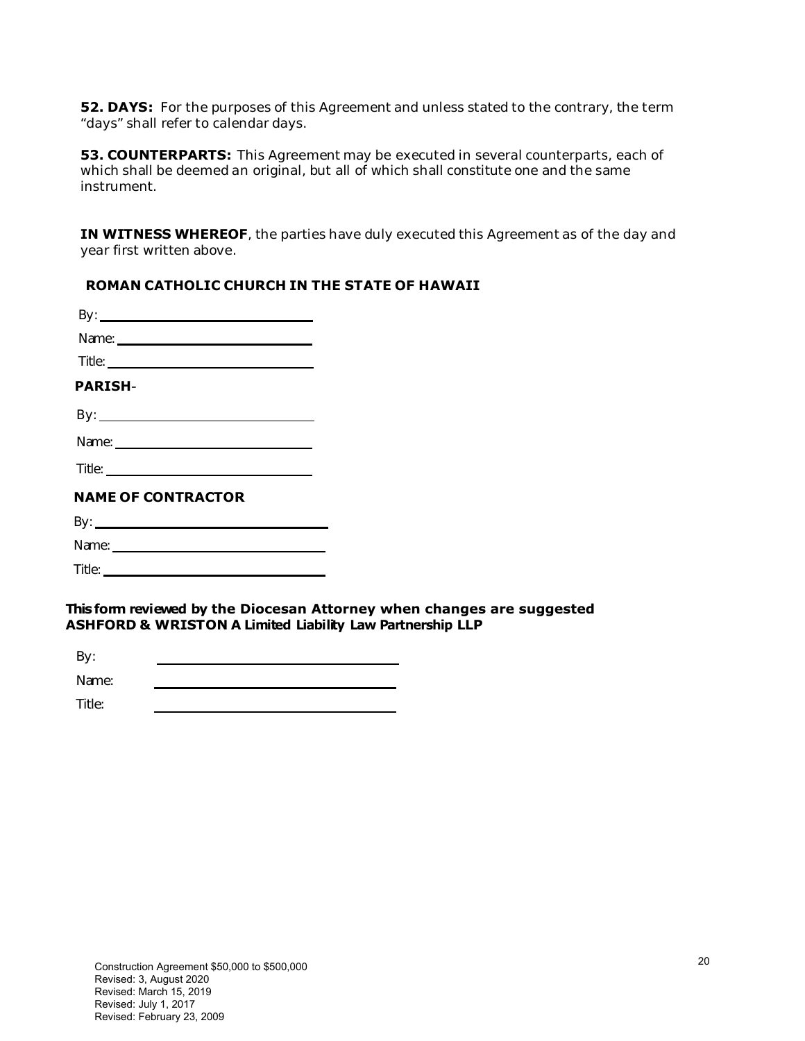**52. DAYS:** For the purposes of this Agreement and unless stated to the contrary, the term "days" shall refer to calendar days.

**53. COUNTERPARTS:** This Agreement may be executed in several counterparts, each of which shall be deemed an original, but all of which shall constitute one and the same instrument.

**IN WITNESS WHEREOF**, the parties have duly executed this Agreement as of the day and year first written above.

**ROMAN CATHOLIC CHURCH IN THE STATE OF HAWAII**

By: ______________________________

Name: ______________________________

Title: ______________________________

**PARISH**-

By: ______________________________

Name: ______________________________

Title: ______________________________

**NAME OF CONTRACTOR**

By: ______________________________

Name: ______________________________

Title: ______________________________

**This form reviewed by the Diocesan Attorney when changes are suggested**
**ASHFORD & WRISTON A Limited Liability Law Partnership LLP**

By: ______________________________

Name: ______________________________

Title: ______________________________

Construction Agreement $50,000 to $500,000
Revised: 3, August 2020
Revised: March 15, 2019
Revised: July 1, 2017
Revised: February 23, 2009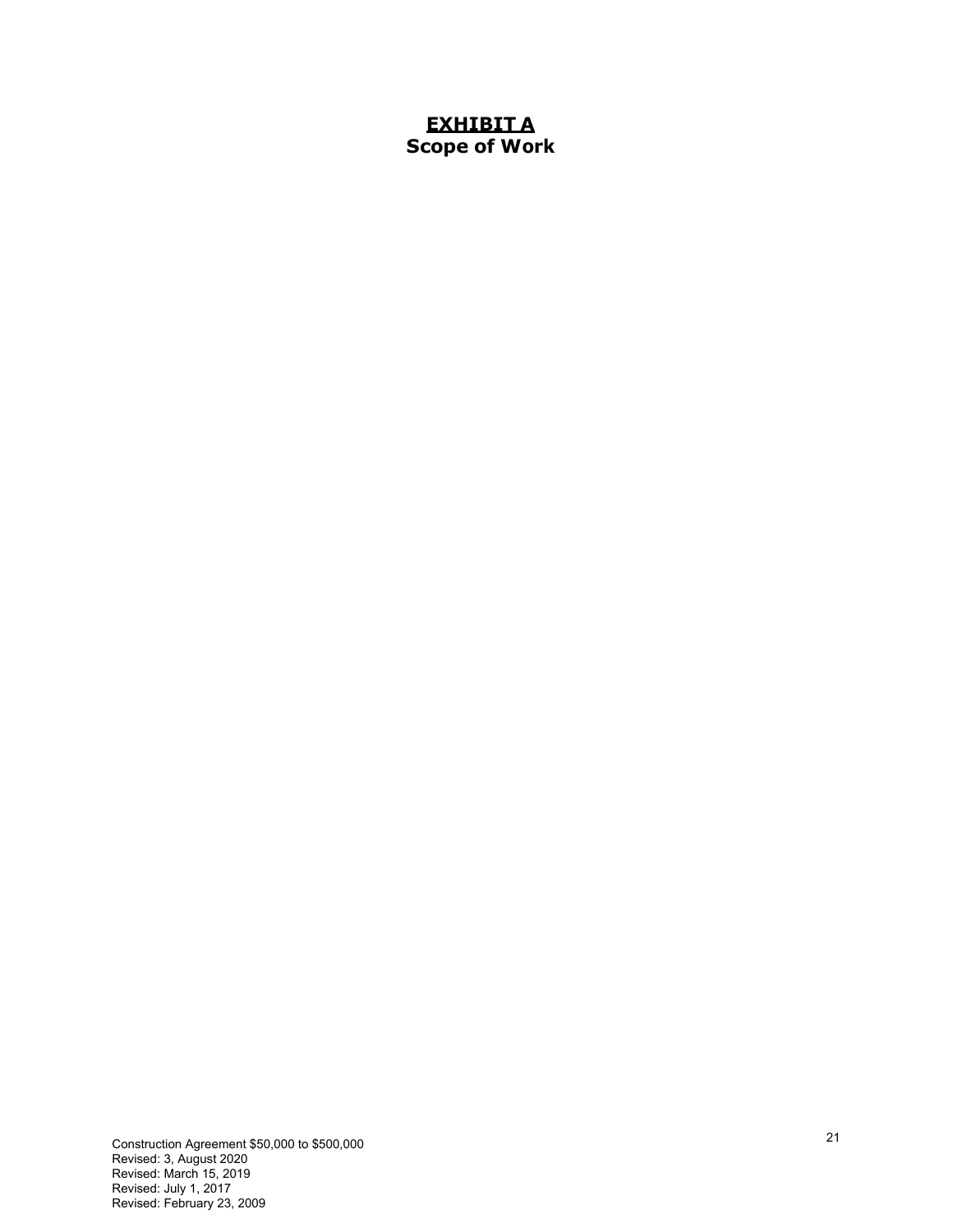# **EXHIBIT A**
## **Scope of Work**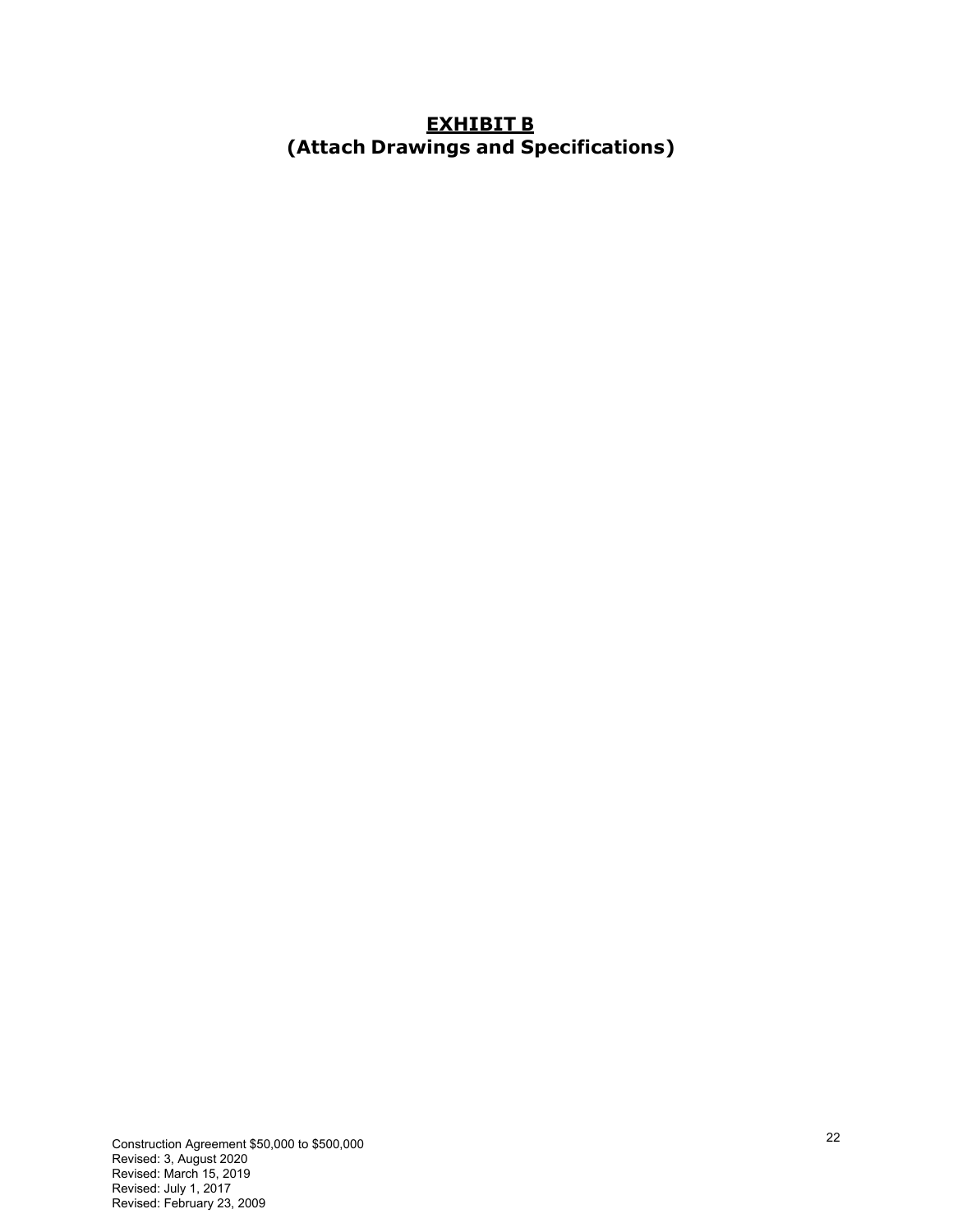# <u>EXHIBIT B</u>
## (Attach Drawings and Specifications)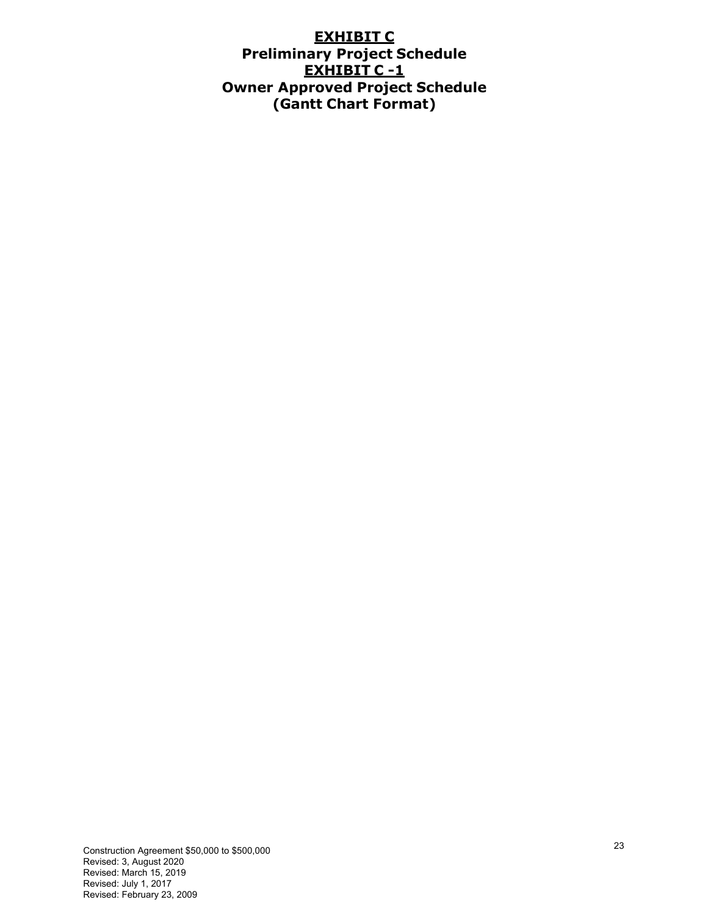# EXHIBIT C
## Preliminary Project Schedule
# EXHIBIT C -1
## Owner Approved Project Schedule
## (Gantt Chart Format)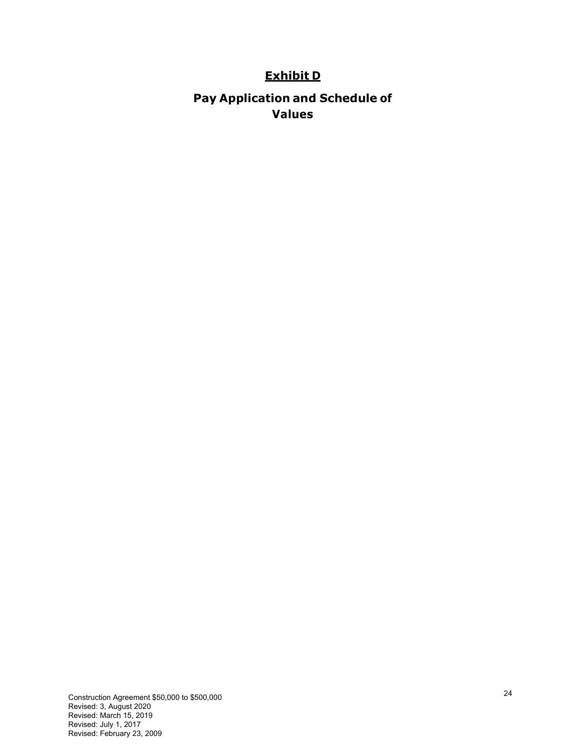# Exhibit D

## Pay Application and Schedule of Values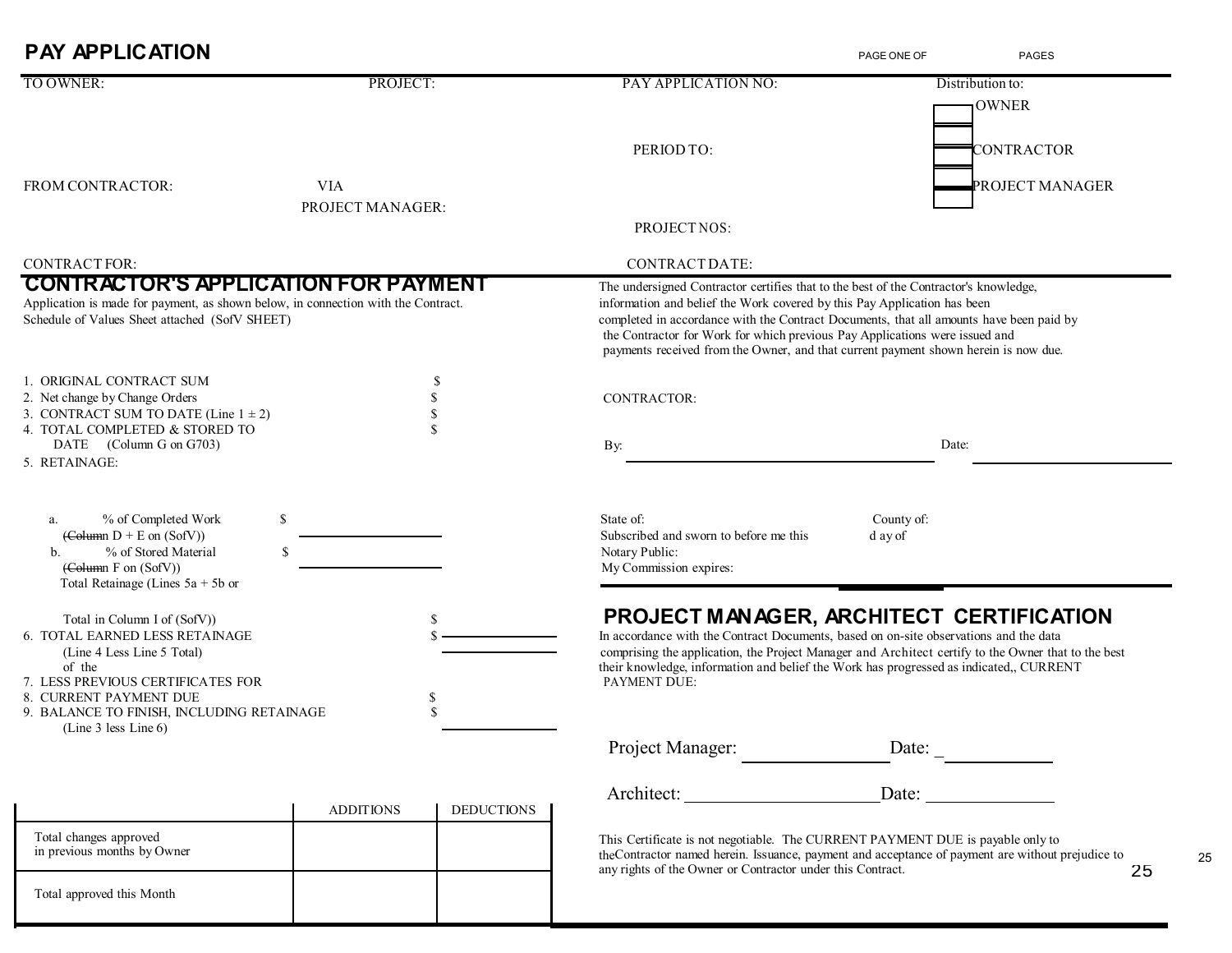# PAY APPLICATION

PAGE ONE OF PAGES

TO OWNER:

PROJECT:

PAY APPLICATION NO:

Distribution to:

- OWNER
- CONTRACTOR
- PROJECT MANAGER

PERIOD TO:

FROM CONTRACTOR:

VIA PROJECT MANAGER:

PROJECT NOS:

CONTRACT FOR:

CONTRACT DATE:

## CONTRACTOR'S APPLICATION FOR PAYMENT

Application is made for payment, as shown below, in connection with the Contract.
Schedule of Values Sheet attached (SofV SHEET)

1. ORIGINAL CONTRACT SUM $
2. Net change by Change Orders $
3. CONTRACT SUM TO DATE (Line 1 ± 2) $
4. TOTAL COMPLETED & STORED TO DATE (Column G on G703) $
5. RETAINAGE:
   a. % of Completed Work (~~Column~~ D + E on (SofV)) $
   b. % of Stored Material (~~Column~~ F on (SofV)) $

   Total Retainage (Lines 5a + 5b or Total in Column I of (SofV)) $
6. TOTAL EARNED LESS RETAINAGE (Line 4 Less Line 5 Total) $
7. LESS PREVIOUS CERTIFICATES FOR of the
8. CURRENT PAYMENT DUE $
9. BALANCE TO FINISH, INCLUDING RETAINAGE (Line 3 less Line 6) $

| | ADDITIONS | DEDUCTIONS |
|---|---|---|
| Total changes approved in previous months by Owner | | |
| Total approved this Month | | |

The undersigned Contractor certifies that to the best of the Contractor's knowledge, information and belief the Work covered by this Pay Application has been completed in accordance with the Contract Documents, that all amounts have been paid by the Contractor for Work for which previous Pay Applications were issued and payments received from the Owner, and that current payment shown herein is now due.

CONTRACTOR:

By: Date:

State of: County of:
Subscribed and sworn to before me this day of
Notary Public:
My Commission expires:

## PROJECT MANAGER, ARCHITECT CERTIFICATION

In accordance with the Contract Documents, based on on-site observations and the data comprising the application, the Project Manager and Architect certify to the Owner that to the best their knowledge, information and belief the Work has progressed as indicated,, CURRENT PAYMENT DUE:

Project Manager: Date: _

Architect: Date:

This Certificate is not negotiable. The CURRENT PAYMENT DUE is payable only to theContractor named herein. Issuance, payment and acceptance of payment are without prejudice to any rights of the Owner or Contractor under this Contract.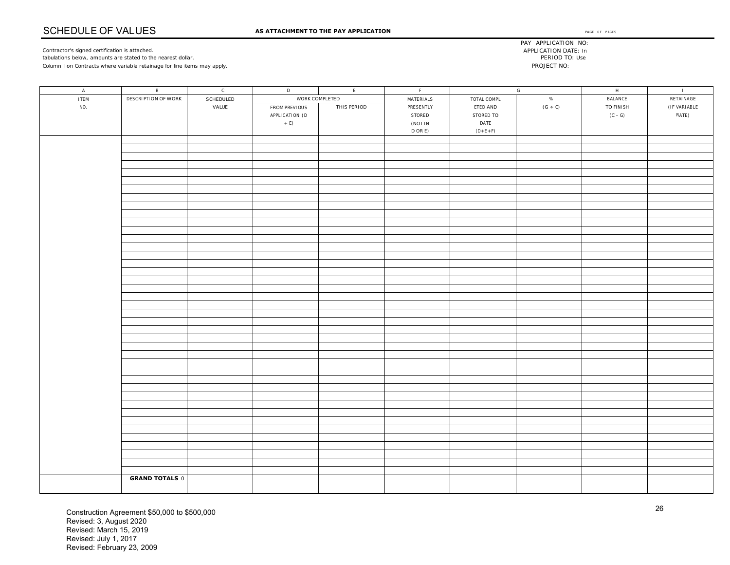# SCHEDULE OF VALUES

**AS ATTACHMENT TO THE PAY APPLICATION**

PAGE OF PAGES

PAY APPLICATION NO:
APPLICATION DATE: In
PERIOD TO: Use
PROJECT NO:

Contractor's signed certification is attached.
tabulations below, amounts are stated to the nearest dollar.
Column I on Contracts where variable retainage for line items may apply.

| A | B | C | D | E | F | G | | H | I |
|---|---|---|---|---|---|---|---|---|---|
| ITEM NO. | DESCRIPTION OF WORK | SCHEDULED VALUE | WORK COMPLETED | | MATERIALS PRESENTLY STORED (NOT IN D OR E) | TOTAL COMPLETED AND STORED TO DATE (D+E+F) | % (G ÷ C) | BALANCE TO FINISH (C - G) | RETAINAGE (IF VARIABLE RATE) |
| | | | FROM PREVIOUS APPLICATION (D + E) | THIS PERIOD | | | | | |
| | | | | | | | | | |
| | | | | | | | | | |
| | | | | | | | | | |
| | | | | | | | | | |
| | | | | | | | | | |
| | | | | | | | | | |
| | | | | | | | | | |
| | | | | | | | | | |
| | | | | | | | | | |
| | | | | | | | | | |
| | | | | | | | | | |
| | | | | | | | | | |
| | | | | | | | | | |
| | | | | | | | | | |
| | | | | | | | | | |
| | | | | | | | | | |
| | | | | | | | | | |
| | | | | | | | | | |
| | | | | | | | | | |
| | | | | | | | | | |
| | **GRAND TOTALS** | 0 | | | | | | | |

Construction Agreement $50,000 to $500,000
Revised: 3, August 2020
Revised: March 15, 2019
Revised: July 1, 2017
Revised: February 23, 2009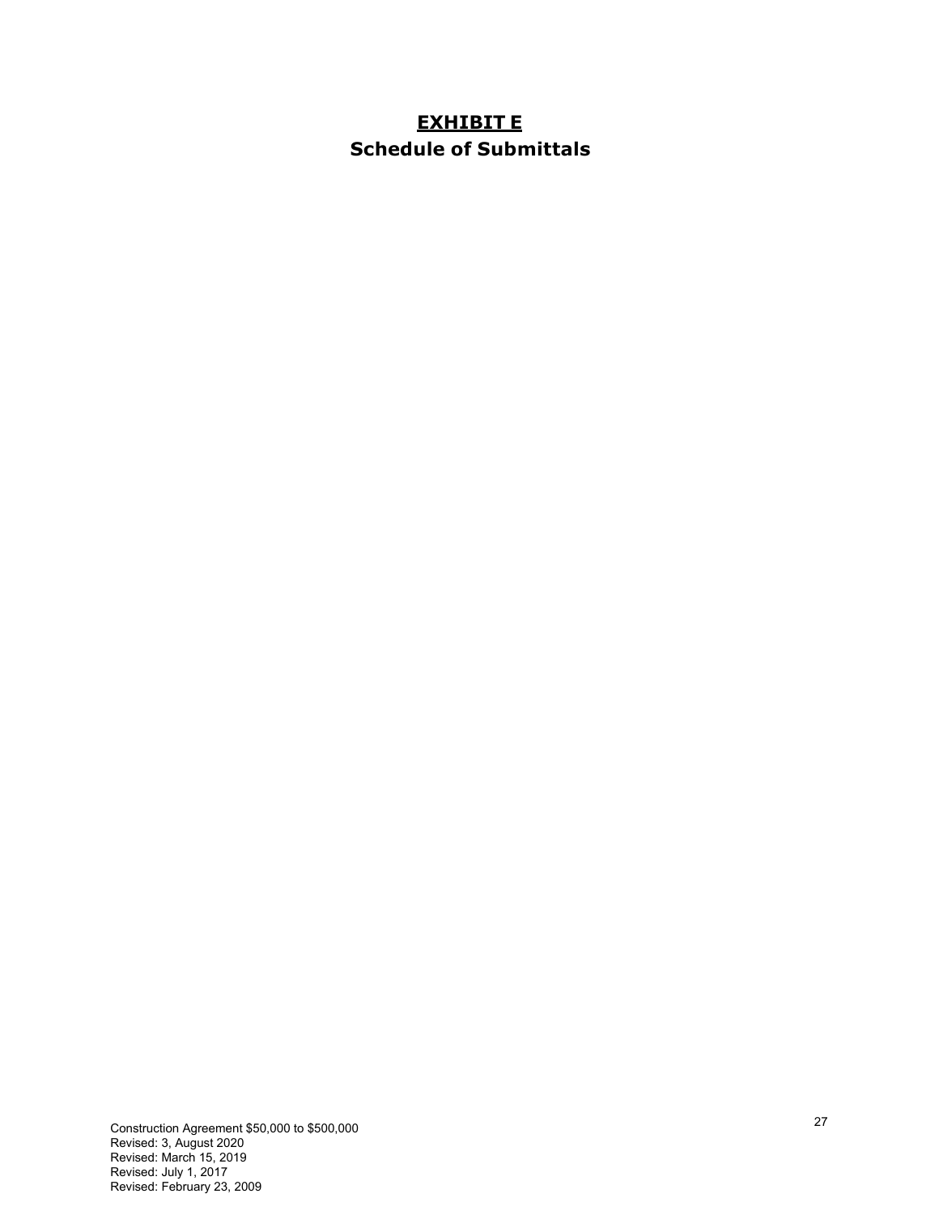# EXHIBIT E

## Schedule of Submittals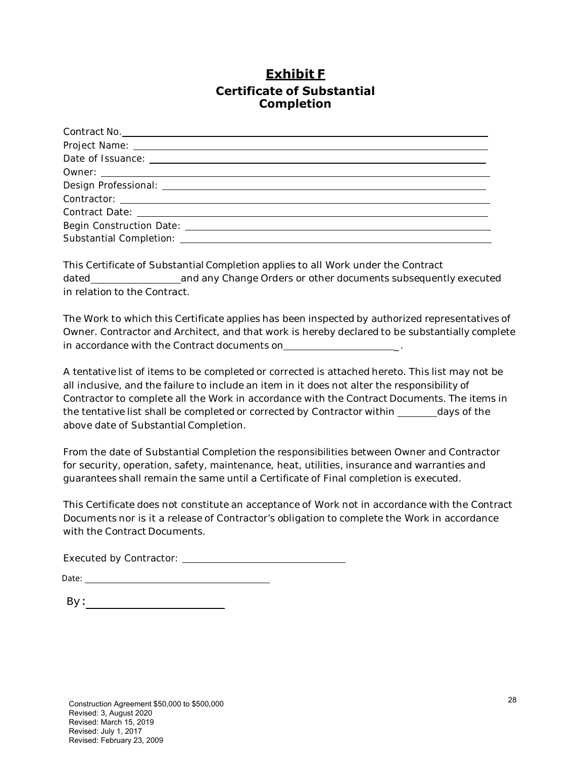# Exhibit F

## Certificate of Substantial Completion

Contract No. ____________________

Project Name: ____________________

Date of Issuance: ____________________

Owner: ____________________

Design Professional: ____________________

Contractor: ____________________

Contract Date: ____________________

Begin Construction Date: ____________________

Substantial Completion: ____________________

This Certificate of Substantial Completion applies to all Work under the Contract dated__________________and any Change Orders or other documents subsequently executed in relation to the Contract.

The Work to which this Certificate applies has been inspected by authorized representatives of Owner. Contractor and Architect, and that work is hereby declared to be substantially complete in accordance with the Contract documents on______________________.

A tentative list of items to be completed or corrected is attached hereto. This list may not be all inclusive, and the failure to include an item in it does not alter the responsibility of Contractor to complete all the Work in accordance with the Contract Documents. The items in the tentative list shall be completed or corrected by Contractor within ________days of the above date of Substantial Completion.

From the date of Substantial Completion the responsibilities between Owner and Contractor for security, operation, safety, maintenance, heat, utilities, insurance and warranties and guarantees shall remain the same until a Certificate of Final completion is executed.

This Certificate does not constitute an acceptance of Work not in accordance with the Contract Documents nor is it a release of Contractor's obligation to complete the Work in accordance with the Contract Documents.

Executed by Contractor: ____________________

Date: ____________________

By: ____________________

Construction Agreement $50,000 to $500,000
Revised: 3, August 2020
Revised: March 15, 2019
Revised: July 1, 2017
Revised: February 23, 2009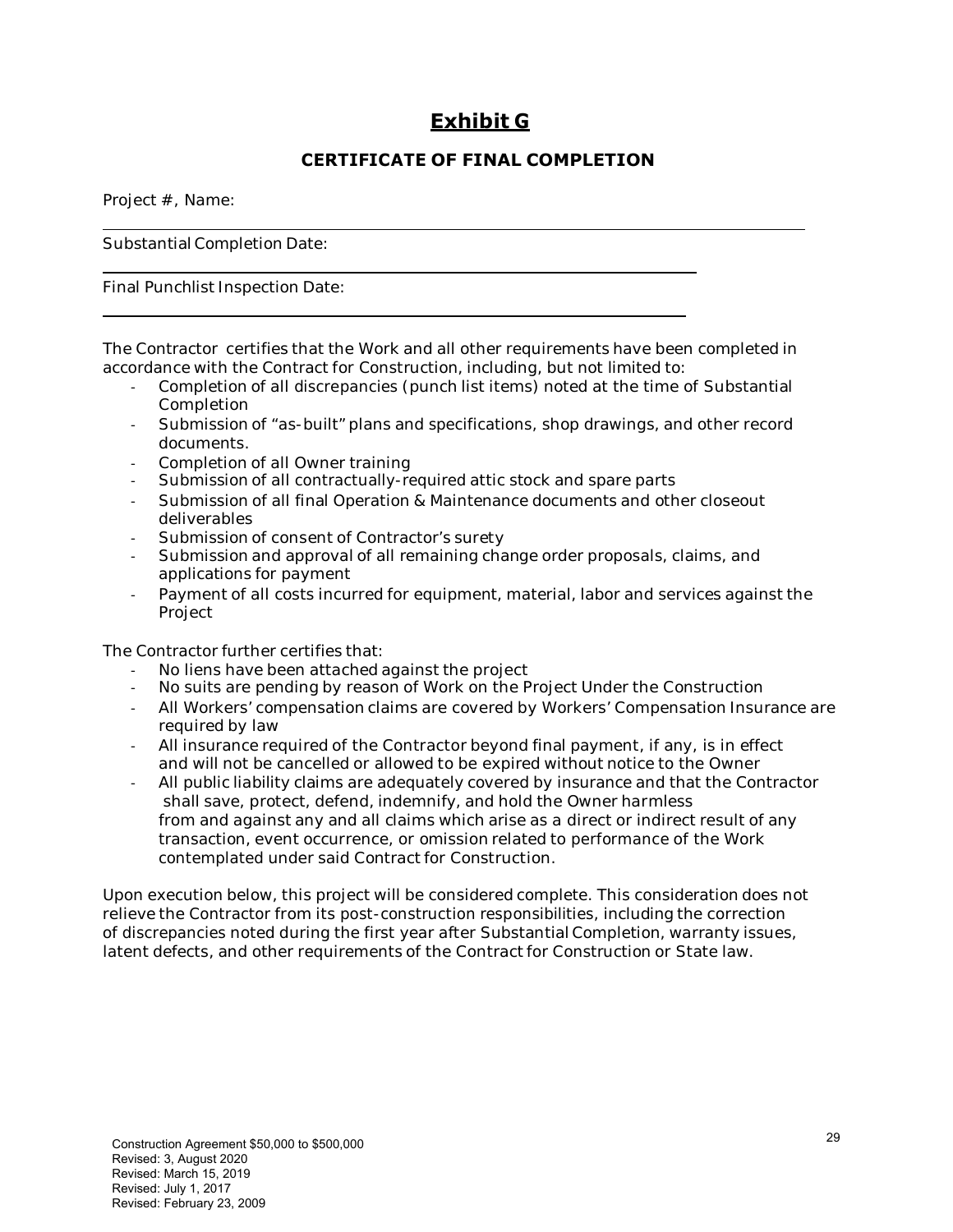# Exhibit G

## CERTIFICATE OF FINAL COMPLETION

Project #, Name: ______________________________________________

Substantial Completion Date: ______________________________________________

Final Punchlist Inspection Date: ______________________________________________

The Contractor certifies that the Work and all other requirements have been completed in accordance with the Contract for Construction, including, but not limited to:

- Completion of all discrepancies (punch list items) noted at the time of Substantial Completion
- Submission of "as-built" plans and specifications, shop drawings, and other record documents.
- Completion of all Owner training
- Submission of all contractually-required attic stock and spare parts
- Submission of all final Operation & Maintenance documents and other closeout deliverables
- Submission of consent of Contractor's surety
- Submission and approval of all remaining change order proposals, claims, and applications for payment
- Payment of all costs incurred for equipment, material, labor and services against the Project

The Contractor further certifies that:

- No liens have been attached against the project
- No suits are pending by reason of Work on the Project Under the Construction
- All Workers' compensation claims are covered by Workers' Compensation Insurance are required by law
- All insurance required of the Contractor beyond final payment, if any, is in effect and will not be cancelled or allowed to be expired without notice to the Owner
- All public liability claims are adequately covered by insurance and that the Contractor shall save, protect, defend, indemnify, and hold the Owner harmless from and against any and all claims which arise as a direct or indirect result of any transaction, event occurrence, or omission related to performance of the Work contemplated under said Contract for Construction.

Upon execution below, this project will be considered complete. This consideration does not relieve the Contractor from its post-construction responsibilities, including the correction of discrepancies noted during the first year after Substantial Completion, warranty issues, latent defects, and other requirements of the Contract for Construction or State law.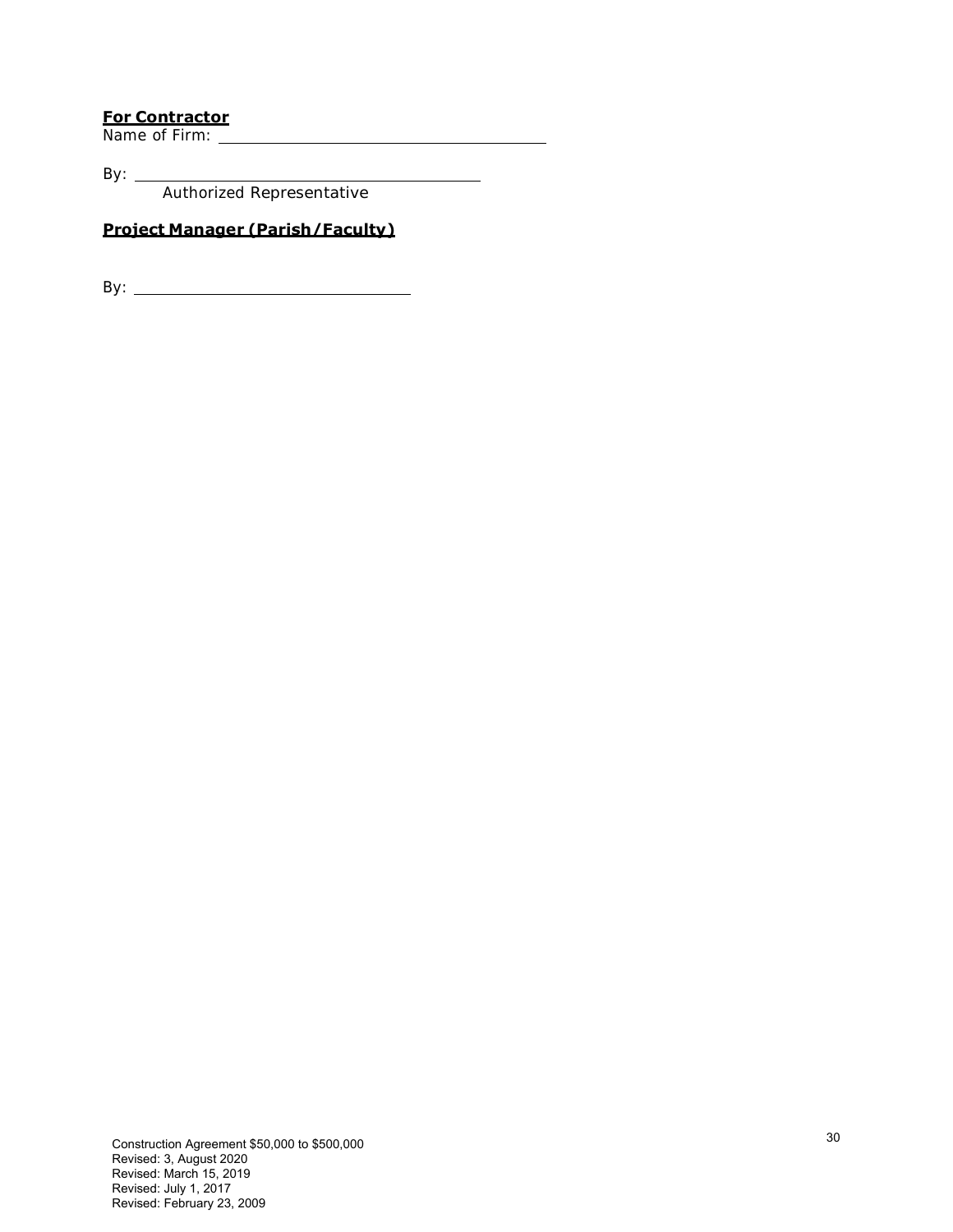**For Contractor**

Name of Firm: ______________________________

By: ______________________________

Authorized Representative

**Project Manager (Parish/Faculty)**

By: ______________________________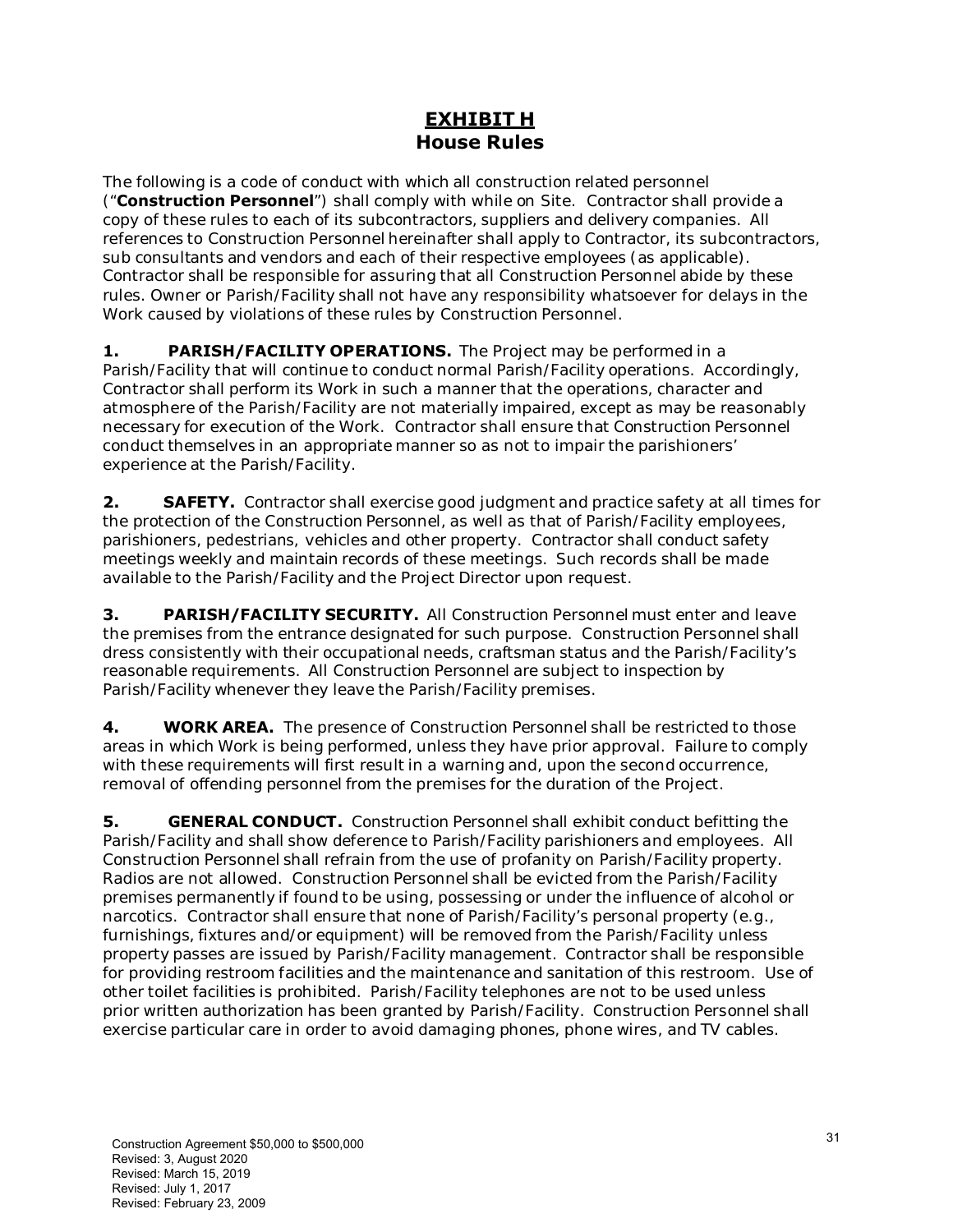# EXHIBIT H
## House Rules

The following is a code of conduct with which all construction related personnel ("**Construction Personnel**") shall comply with while on Site. Contractor shall provide a copy of these rules to each of its subcontractors, suppliers and delivery companies. All references to Construction Personnel hereinafter shall apply to Contractor, its subcontractors, sub consultants and vendors and each of their respective employees (as applicable). Contractor shall be responsible for assuring that all Construction Personnel abide by these rules. Owner or Parish/Facility shall not have any responsibility whatsoever for delays in the Work caused by violations of these rules by Construction Personnel.

**1. PARISH/FACILITY OPERATIONS.** The Project may be performed in a Parish/Facility that will continue to conduct normal Parish/Facility operations. Accordingly, Contractor shall perform its Work in such a manner that the operations, character and atmosphere of the Parish/Facility are not materially impaired, except as may be reasonably necessary for execution of the Work. Contractor shall ensure that Construction Personnel conduct themselves in an appropriate manner so as not to impair the parishioners' experience at the Parish/Facility.

**2. SAFETY.** Contractor shall exercise good judgment and practice safety at all times for the protection of the Construction Personnel, as well as that of Parish/Facility employees, parishioners, pedestrians, vehicles and other property. Contractor shall conduct safety meetings weekly and maintain records of these meetings. Such records shall be made available to the Parish/Facility and the Project Director upon request.

**3. PARISH/FACILITY SECURITY.** All Construction Personnel must enter and leave the premises from the entrance designated for such purpose. Construction Personnel shall dress consistently with their occupational needs, craftsman status and the Parish/Facility's reasonable requirements. All Construction Personnel are subject to inspection by Parish/Facility whenever they leave the Parish/Facility premises.

**4. WORK AREA.** The presence of Construction Personnel shall be restricted to those areas in which Work is being performed, unless they have prior approval. Failure to comply with these requirements will first result in a warning and, upon the second occurrence, removal of offending personnel from the premises for the duration of the Project.

**5. GENERAL CONDUCT.** Construction Personnel shall exhibit conduct befitting the Parish/Facility and shall show deference to Parish/Facility parishioners and employees. All Construction Personnel shall refrain from the use of profanity on Parish/Facility property. Radios are not allowed. Construction Personnel shall be evicted from the Parish/Facility premises permanently if found to be using, possessing or under the influence of alcohol or narcotics. Contractor shall ensure that none of Parish/Facility's personal property (e.g., furnishings, fixtures and/or equipment) will be removed from the Parish/Facility unless property passes are issued by Parish/Facility management. Contractor shall be responsible for providing restroom facilities and the maintenance and sanitation of this restroom. Use of other toilet facilities is prohibited. Parish/Facility telephones are not to be used unless prior written authorization has been granted by Parish/Facility. Construction Personnel shall exercise particular care in order to avoid damaging phones, phone wires, and TV cables.

Construction Agreement $50,000 to $500,000
Revised: 3, August 2020
Revised: March 15, 2019
Revised: July 1, 2017
Revised: February 23, 2009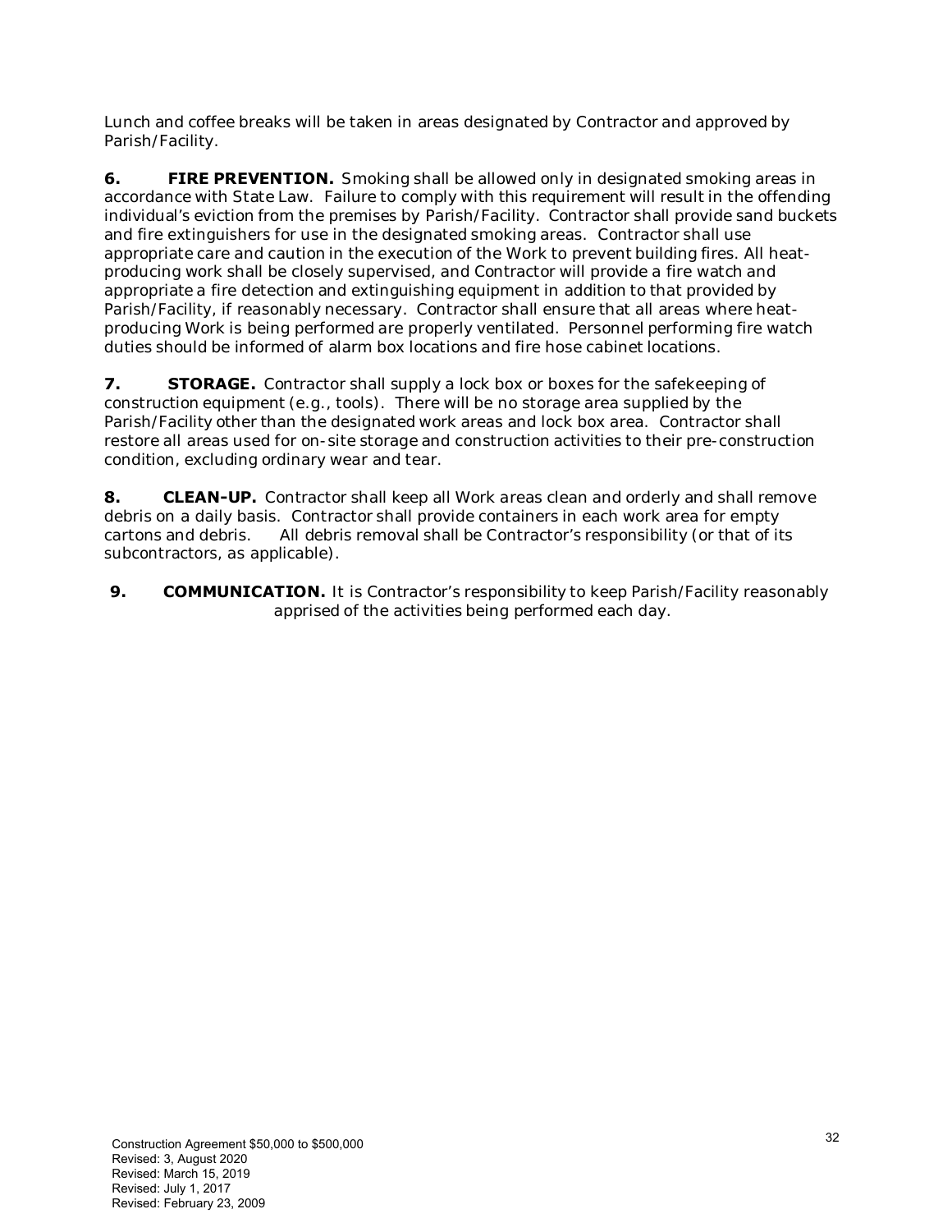Lunch and coffee breaks will be taken in areas designated by Contractor and approved by Parish/Facility.

**6. FIRE PREVENTION.** Smoking shall be allowed only in designated smoking areas in accordance with State Law. Failure to comply with this requirement will result in the offending individual's eviction from the premises by Parish/Facility. Contractor shall provide sand buckets and fire extinguishers for use in the designated smoking areas. Contractor shall use appropriate care and caution in the execution of the Work to prevent building fires. All heat-producing work shall be closely supervised, and Contractor will provide a fire watch and appropriate a fire detection and extinguishing equipment in addition to that provided by Parish/Facility, if reasonably necessary. Contractor shall ensure that all areas where heat-producing Work is being performed are properly ventilated. Personnel performing fire watch duties should be informed of alarm box locations and fire hose cabinet locations.

**7. STORAGE.** Contractor shall supply a lock box or boxes for the safekeeping of construction equipment (e.g., tools). There will be no storage area supplied by the Parish/Facility other than the designated work areas and lock box area. Contractor shall restore all areas used for on-site storage and construction activities to their pre-construction condition, excluding ordinary wear and tear.

**8. CLEAN-UP.** Contractor shall keep all Work areas clean and orderly and shall remove debris on a daily basis. Contractor shall provide containers in each work area for empty cartons and debris. All debris removal shall be Contractor's responsibility (or that of its subcontractors, as applicable).

**9. COMMUNICATION.** It is Contractor's responsibility to keep Parish/Facility reasonably apprised of the activities being performed each day.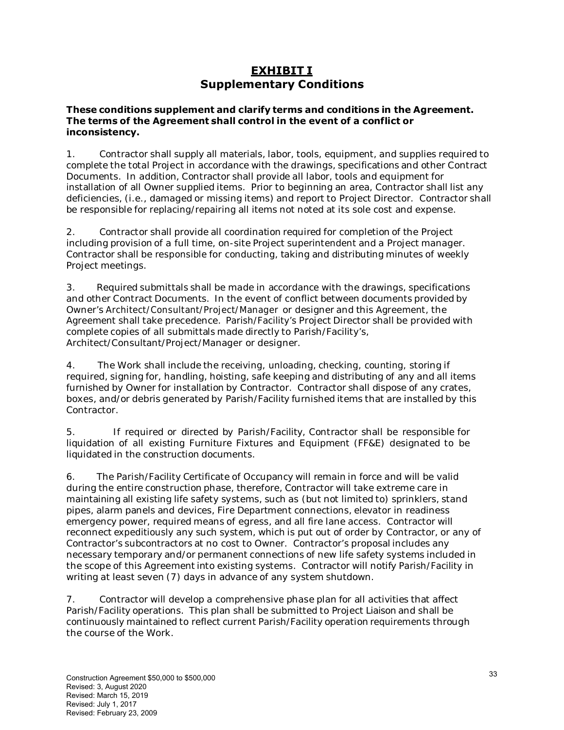# EXHIBIT I
## Supplementary Conditions

**These conditions supplement and clarify terms and conditions in the Agreement. The terms of the Agreement shall control in the event of a conflict or inconsistency.**

1. Contractor shall supply all materials, labor, tools, equipment, and supplies required to complete the total Project in accordance with the drawings, specifications and other Contract Documents. In addition, Contractor shall provide all labor, tools and equipment for installation of all Owner supplied items. Prior to beginning an area, Contractor shall list any deficiencies, (i.e., damaged or missing items) and report to Project Director. Contractor shall be responsible for replacing/repairing all items not noted at its sole cost and expense.

2. Contractor shall provide all coordination required for completion of the Project including provision of a full time, on-site Project superintendent and a Project manager. Contractor shall be responsible for conducting, taking and distributing minutes of weekly Project meetings.

3. Required submittals shall be made in accordance with the drawings, specifications and other Contract Documents. In the event of conflict between documents provided by Owner's Architect/Consultant/Project/Manager or designer and this Agreement, the Agreement shall take precedence. Parish/Facility's Project Director shall be provided with complete copies of all submittals made directly to Parish/Facility's, Architect/Consultant/Project/Manager or designer.

4. The Work shall include the receiving, unloading, checking, counting, storing if required, signing for, handling, hoisting, safe keeping and distributing of any and all items furnished by Owner for installation by Contractor. Contractor shall dispose of any crates, boxes, and/or debris generated by Parish/Facility furnished items that are installed by this Contractor.

5. If required or directed by Parish/Facility, Contractor shall be responsible for liquidation of all existing Furniture Fixtures and Equipment (FF&E) designated to be liquidated in the construction documents.

6. The Parish/Facility Certificate of Occupancy will remain in force and will be valid during the entire construction phase, therefore, Contractor will take extreme care in maintaining all existing life safety systems, such as (but not limited to) sprinklers, stand pipes, alarm panels and devices, Fire Department connections, elevator in readiness emergency power, required means of egress, and all fire lane access. Contractor will reconnect expeditiously any such system, which is put out of order by Contractor, or any of Contractor's subcontractors at no cost to Owner. Contractor's proposal includes any necessary temporary and/or permanent connections of new life safety systems included in the scope of this Agreement into existing systems. Contractor will notify Parish/Facility in writing at least seven (7) days in advance of any system shutdown.

7. Contractor will develop a comprehensive phase plan for all activities that affect Parish/Facility operations. This plan shall be submitted to Project Liaison and shall be continuously maintained to reflect current Parish/Facility operation requirements through the course of the Work.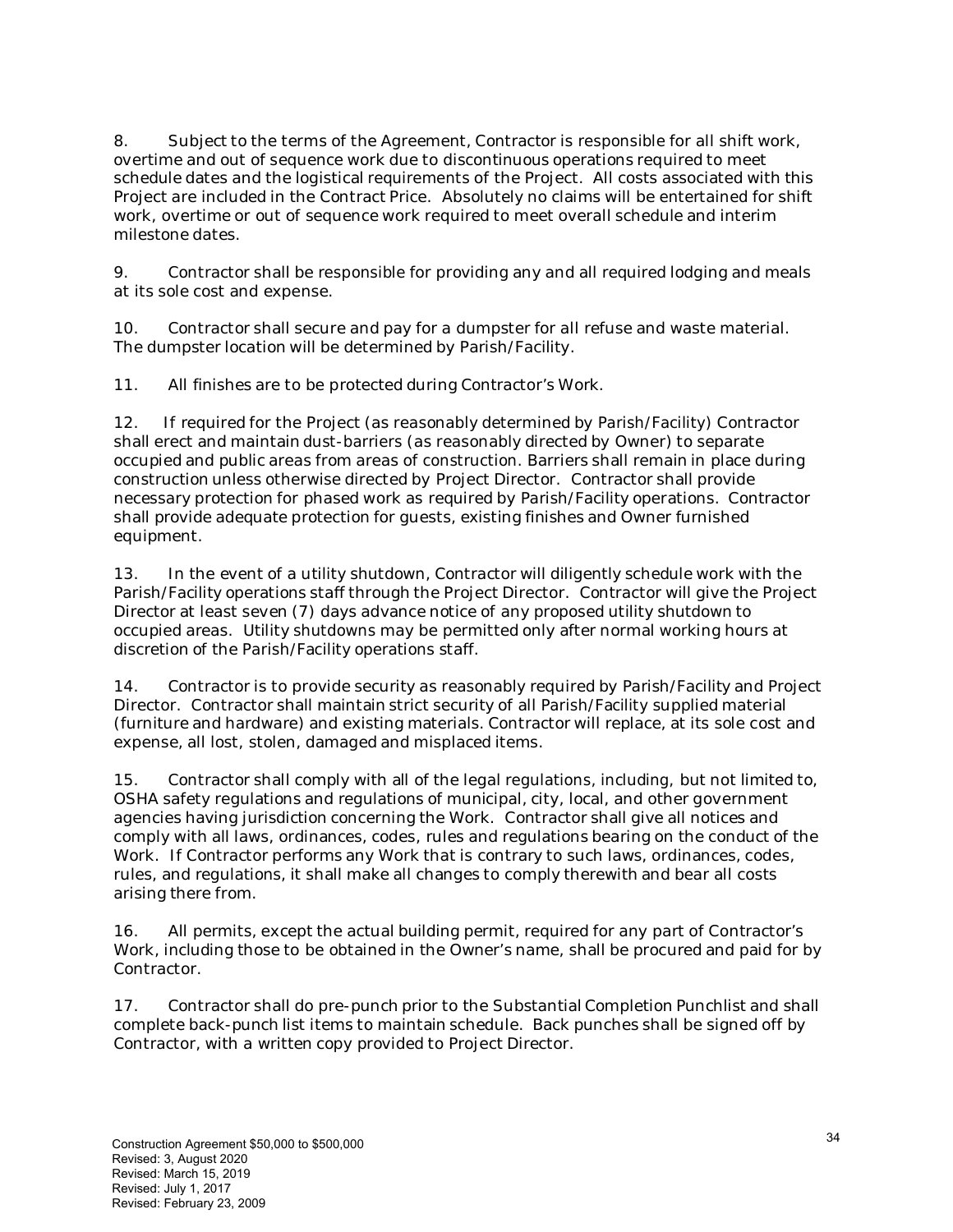8. Subject to the terms of the Agreement, Contractor is responsible for all shift work, overtime and out of sequence work due to discontinuous operations required to meet schedule dates and the logistical requirements of the Project. All costs associated with this Project are included in the Contract Price. Absolutely no claims will be entertained for shift work, overtime or out of sequence work required to meet overall schedule and interim milestone dates.

9. Contractor shall be responsible for providing any and all required lodging and meals at its sole cost and expense.

10. Contractor shall secure and pay for a dumpster for all refuse and waste material. The dumpster location will be determined by Parish/Facility.

11. All finishes are to be protected during Contractor's Work.

12. If required for the Project (as reasonably determined by Parish/Facility) Contractor shall erect and maintain dust-barriers (as reasonably directed by Owner) to separate occupied and public areas from areas of construction. Barriers shall remain in place during construction unless otherwise directed by Project Director. Contractor shall provide necessary protection for phased work as required by Parish/Facility operations. Contractor shall provide adequate protection for guests, existing finishes and Owner furnished equipment.

13. In the event of a utility shutdown, Contractor will diligently schedule work with the Parish/Facility operations staff through the Project Director. Contractor will give the Project Director at least seven (7) days advance notice of any proposed utility shutdown to occupied areas. Utility shutdowns may be permitted only after normal working hours at discretion of the Parish/Facility operations staff.

14. Contractor is to provide security as reasonably required by Parish/Facility and Project Director. Contractor shall maintain strict security of all Parish/Facility supplied material (furniture and hardware) and existing materials. Contractor will replace, at its sole cost and expense, all lost, stolen, damaged and misplaced items.

15. Contractor shall comply with all of the legal regulations, including, but not limited to, OSHA safety regulations and regulations of municipal, city, local, and other government agencies having jurisdiction concerning the Work. Contractor shall give all notices and comply with all laws, ordinances, codes, rules and regulations bearing on the conduct of the Work. If Contractor performs any Work that is contrary to such laws, ordinances, codes, rules, and regulations, it shall make all changes to comply therewith and bear all costs arising there from.

16. All permits, except the actual building permit, required for any part of Contractor's Work, including those to be obtained in the Owner's name, shall be procured and paid for by Contractor.

17. Contractor shall do pre-punch prior to the Substantial Completion Punchlist and shall complete back-punch list items to maintain schedule. Back punches shall be signed off by Contractor, with a written copy provided to Project Director.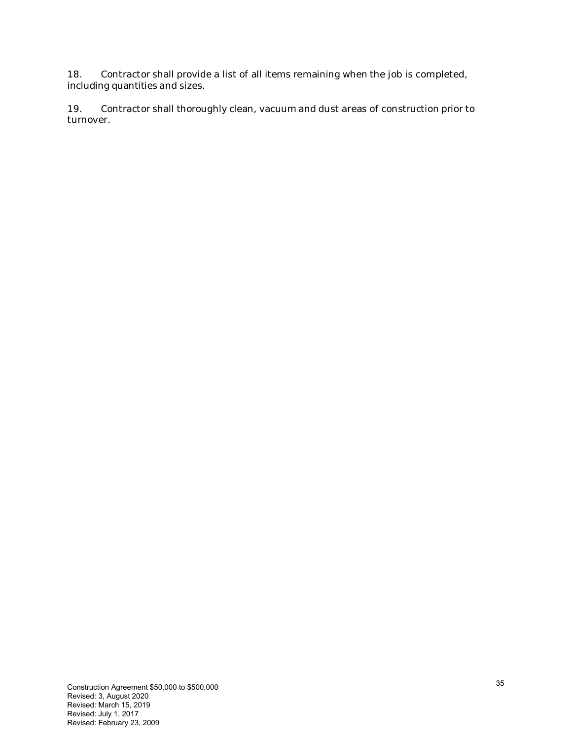18. Contractor shall provide a list of all items remaining when the job is completed, including quantities and sizes.

19. Contractor shall thoroughly clean, vacuum and dust areas of construction prior to turnover.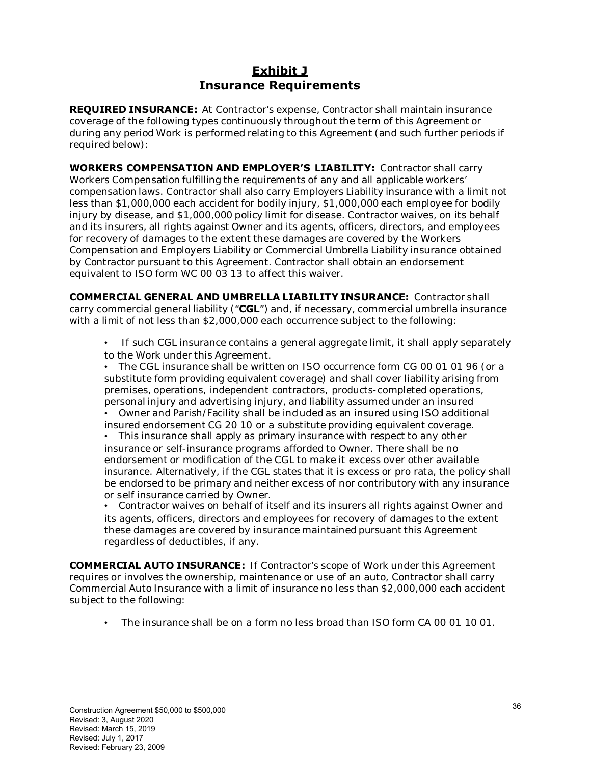# Exhibit J
# Insurance Requirements

**REQUIRED INSURANCE:** At Contractor's expense, Contractor shall maintain insurance coverage of the following types continuously throughout the term of this Agreement or during any period Work is performed relating to this Agreement (and such further periods if required below):

**WORKERS COMPENSATION AND EMPLOYER'S LIABILITY:** Contractor shall carry Workers Compensation fulfilling the requirements of any and all applicable workers' compensation laws. Contractor shall also carry Employers Liability insurance with a limit not less than $1,000,000 each accident for bodily injury, $1,000,000 each employee for bodily injury by disease, and $1,000,000 policy limit for disease. Contractor waives, on its behalf and its insurers, all rights against Owner and its agents, officers, directors, and employees for recovery of damages to the extent these damages are covered by the Workers Compensation and Employers Liability or Commercial Umbrella Liability insurance obtained by Contractor pursuant to this Agreement. Contractor shall obtain an endorsement equivalent to ISO form WC 00 03 13 to affect this waiver.

**COMMERCIAL GENERAL AND UMBRELLA LIABILITY INSURANCE:** Contractor shall carry commercial general liability ("**CGL**") and, if necessary, commercial umbrella insurance with a limit of not less than $2,000,000 each occurrence subject to the following:

- If such CGL insurance contains a general aggregate limit, it shall apply separately to the Work under this Agreement.
- The CGL insurance shall be written on ISO occurrence form CG 00 01 01 96 (or a substitute form providing equivalent coverage) and shall cover liability arising from premises, operations, independent contractors, products-completed operations, personal injury and advertising injury, and liability assumed under an insured
- Owner and Parish/Facility shall be included as an insured using ISO additional insured endorsement CG 20 10 or a substitute providing equivalent coverage.
- This insurance shall apply as primary insurance with respect to any other insurance or self-insurance programs afforded to Owner. There shall be no endorsement or modification of the CGL to make it excess over other available insurance. Alternatively, if the CGL states that it is excess or pro rata, the policy shall be endorsed to be primary and neither excess of nor contributory with any insurance or self insurance carried by Owner.
- Contractor waives on behalf of itself and its insurers all rights against Owner and its agents, officers, directors and employees for recovery of damages to the extent these damages are covered by insurance maintained pursuant this Agreement regardless of deductibles, if any.

**COMMERCIAL AUTO INSURANCE:** If Contractor's scope of Work under this Agreement requires or involves the ownership, maintenance or use of an auto, Contractor shall carry Commercial Auto Insurance with a limit of insurance no less than $2,000,000 each accident subject to the following:

- The insurance shall be on a form no less broad than ISO form CA 00 01 10 01.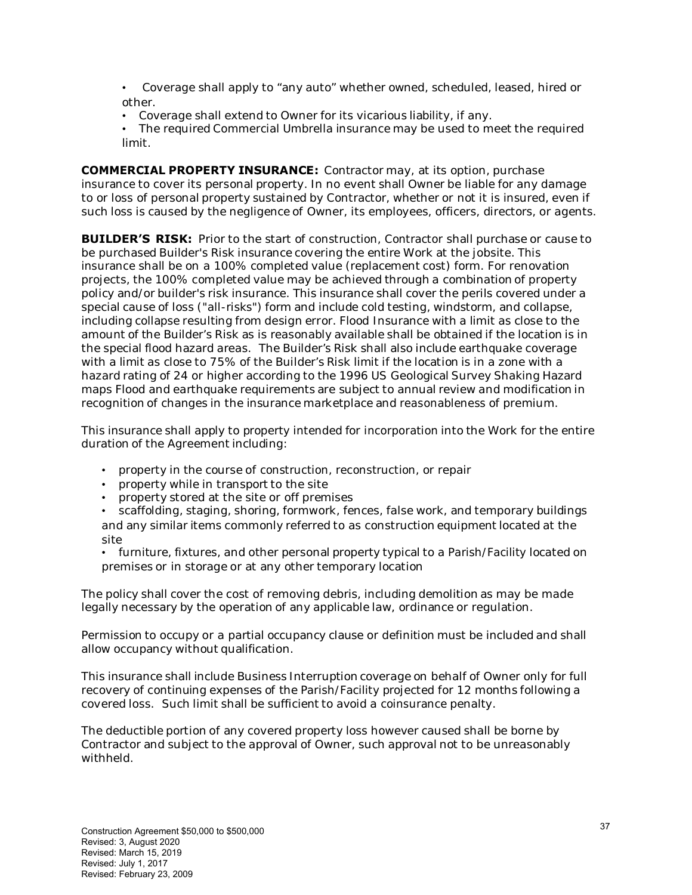- Coverage shall apply to "any auto" whether owned, scheduled, leased, hired or other.
- Coverage shall extend to Owner for its vicarious liability, if any.
- The required Commercial Umbrella insurance may be used to meet the required limit.

**COMMERCIAL PROPERTY INSURANCE:** Contractor may, at its option, purchase insurance to cover its personal property. In no event shall Owner be liable for any damage to or loss of personal property sustained by Contractor, whether or not it is insured, even if such loss is caused by the negligence of Owner, its employees, officers, directors, or agents.

**BUILDER'S RISK:** Prior to the start of construction, Contractor shall purchase or cause to be purchased Builder's Risk insurance covering the entire Work at the jobsite. This insurance shall be on a 100% completed value (replacement cost) form. For renovation projects, the 100% completed value may be achieved through a combination of property policy and/or builder's risk insurance. This insurance shall cover the perils covered under a special cause of loss ("all-risks") form and include cold testing, windstorm, and collapse, including collapse resulting from design error. Flood Insurance with a limit as close to the amount of the Builder's Risk as is reasonably available shall be obtained if the location is in the special flood hazard areas. The Builder's Risk shall also include earthquake coverage with a limit as close to 75% of the Builder's Risk limit if the location is in a zone with a hazard rating of 24 or higher according to the 1996 US Geological Survey Shaking Hazard maps Flood and earthquake requirements are subject to annual review and modification in recognition of changes in the insurance marketplace and reasonableness of premium.

This insurance shall apply to property intended for incorporation into the Work for the entire duration of the Agreement including:

- property in the course of construction, reconstruction, or repair
- property while in transport to the site
- property stored at the site or off premises
- scaffolding, staging, shoring, formwork, fences, false work, and temporary buildings and any similar items commonly referred to as construction equipment located at the site
- furniture, fixtures, and other personal property typical to a Parish/Facility located on premises or in storage or at any other temporary location

The policy shall cover the cost of removing debris, including demolition as may be made legally necessary by the operation of any applicable law, ordinance or regulation.

Permission to occupy or a partial occupancy clause or definition must be included and shall allow occupancy without qualification.

This insurance shall include Business Interruption coverage on behalf of Owner only for full recovery of continuing expenses of the Parish/Facility projected for 12 months following a covered loss. Such limit shall be sufficient to avoid a coinsurance penalty.

The deductible portion of any covered property loss however caused shall be borne by Contractor and subject to the approval of Owner, such approval not to be unreasonably withheld.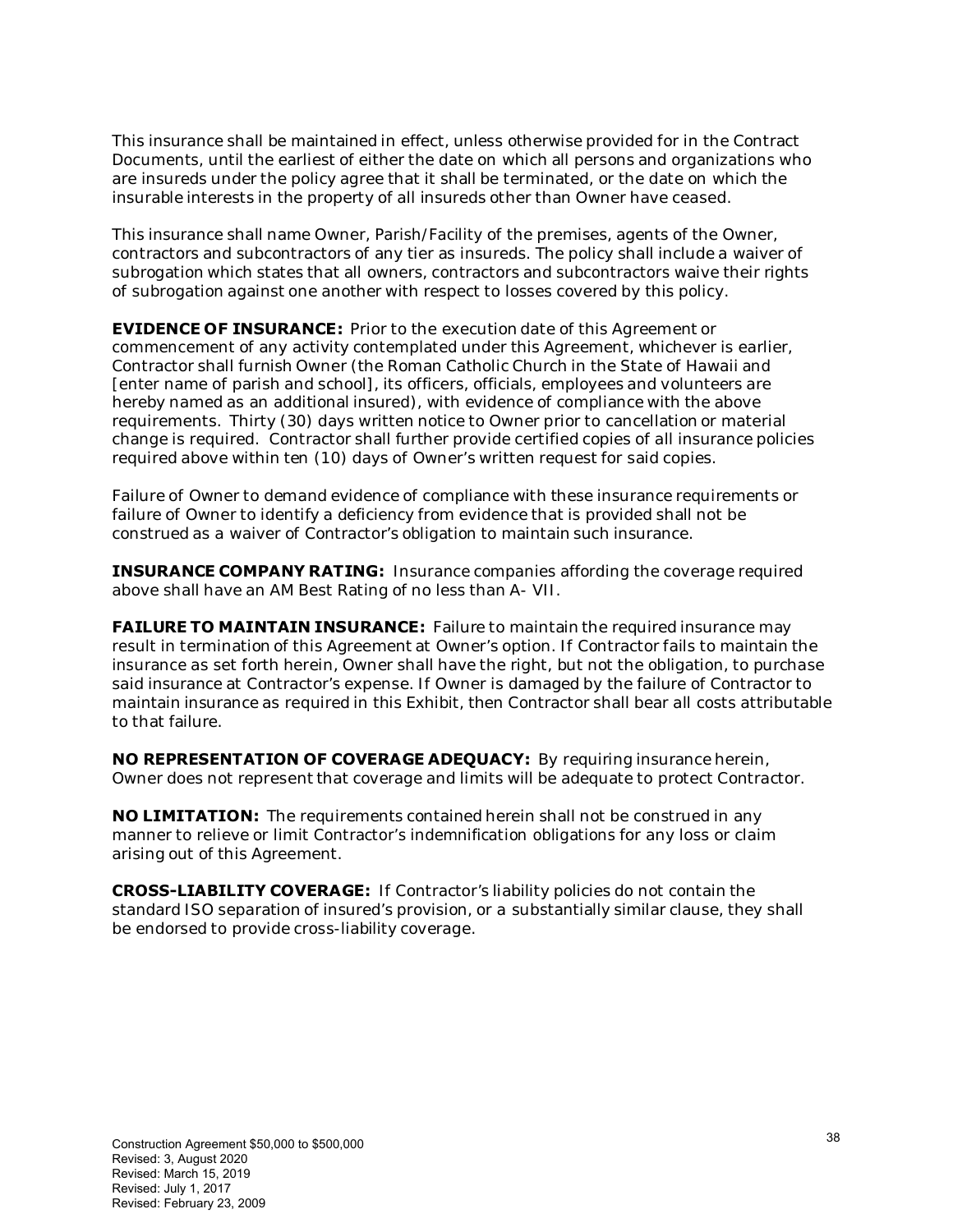This insurance shall be maintained in effect, unless otherwise provided for in the Contract Documents, until the earliest of either the date on which all persons and organizations who are insureds under the policy agree that it shall be terminated, or the date on which the insurable interests in the property of all insureds other than Owner have ceased.

This insurance shall name Owner, Parish/Facility of the premises, agents of the Owner, contractors and subcontractors of any tier as insureds. The policy shall include a waiver of subrogation which states that all owners, contractors and subcontractors waive their rights of subrogation against one another with respect to losses covered by this policy.

**EVIDENCE OF INSURANCE:** Prior to the execution date of this Agreement or commencement of any activity contemplated under this Agreement, whichever is earlier, Contractor shall furnish Owner (the Roman Catholic Church in the State of Hawaii and [enter name of parish and school], its officers, officials, employees and volunteers are hereby named as an additional insured), with evidence of compliance with the above requirements. Thirty (30) days written notice to Owner prior to cancellation or material change is required. Contractor shall further provide certified copies of all insurance policies required above within ten (10) days of Owner's written request for said copies.

Failure of Owner to demand evidence of compliance with these insurance requirements or failure of Owner to identify a deficiency from evidence that is provided shall not be construed as a waiver of Contractor's obligation to maintain such insurance.

**INSURANCE COMPANY RATING:** Insurance companies affording the coverage required above shall have an AM Best Rating of no less than A- VII.

**FAILURE TO MAINTAIN INSURANCE:** Failure to maintain the required insurance may result in termination of this Agreement at Owner's option. If Contractor fails to maintain the insurance as set forth herein, Owner shall have the right, but not the obligation, to purchase said insurance at Contractor's expense. If Owner is damaged by the failure of Contractor to maintain insurance as required in this Exhibit, then Contractor shall bear all costs attributable to that failure.

**NO REPRESENTATION OF COVERAGE ADEQUACY:** By requiring insurance herein, Owner does not represent that coverage and limits will be adequate to protect Contractor.

**NO LIMITATION:** The requirements contained herein shall not be construed in any manner to relieve or limit Contractor's indemnification obligations for any loss or claim arising out of this Agreement.

**CROSS-LIABILITY COVERAGE:** If Contractor's liability policies do not contain the standard ISO separation of insured's provision, or a substantially similar clause, they shall be endorsed to provide cross-liability coverage.